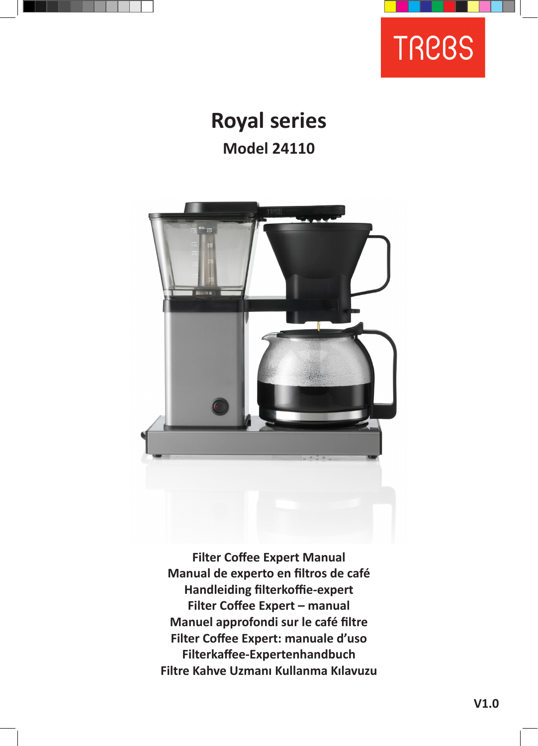TREBS

# Royal series

## Model 24110

**Filter Coffee Expert Manual**
**Manual de experto en filtros de café**
**Handleiding filterkoffie-expert**
**Filter Coffee Expert – manual**
**Manuel approfondi sur le café filtre**
**Filter Coffee Expert: manuale d'uso**
**Filterkaffee-Expertenhandbuch**
**Filtre Kahve Uzmanı Kullanma Kılavuzu**

**V1.0**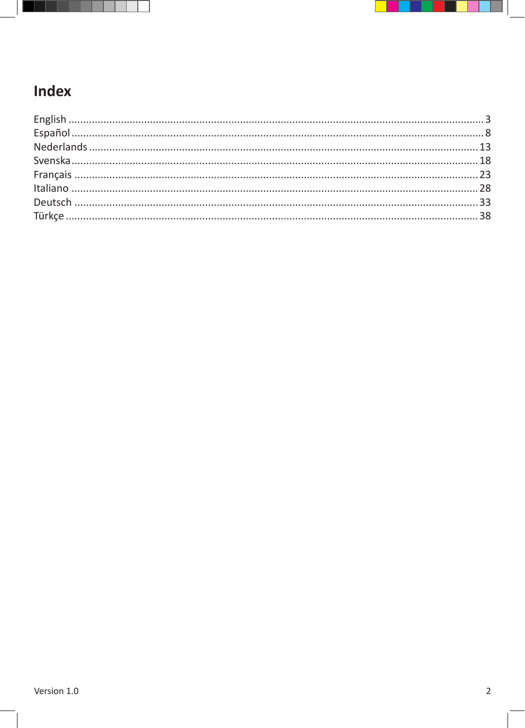# Index

English ........................................................................................................................................ 3
Español ........................................................................................................................................ 8
Nederlands .................................................................................................................................. 13
Svenska ....................................................................................................................................... 18
Français ...................................................................................................................................... 23
Italiano ....................................................................................................................................... 28
Deutsch ...................................................................................................................................... 33
Türkçe ......................................................................................................................................... 38

Version 1.0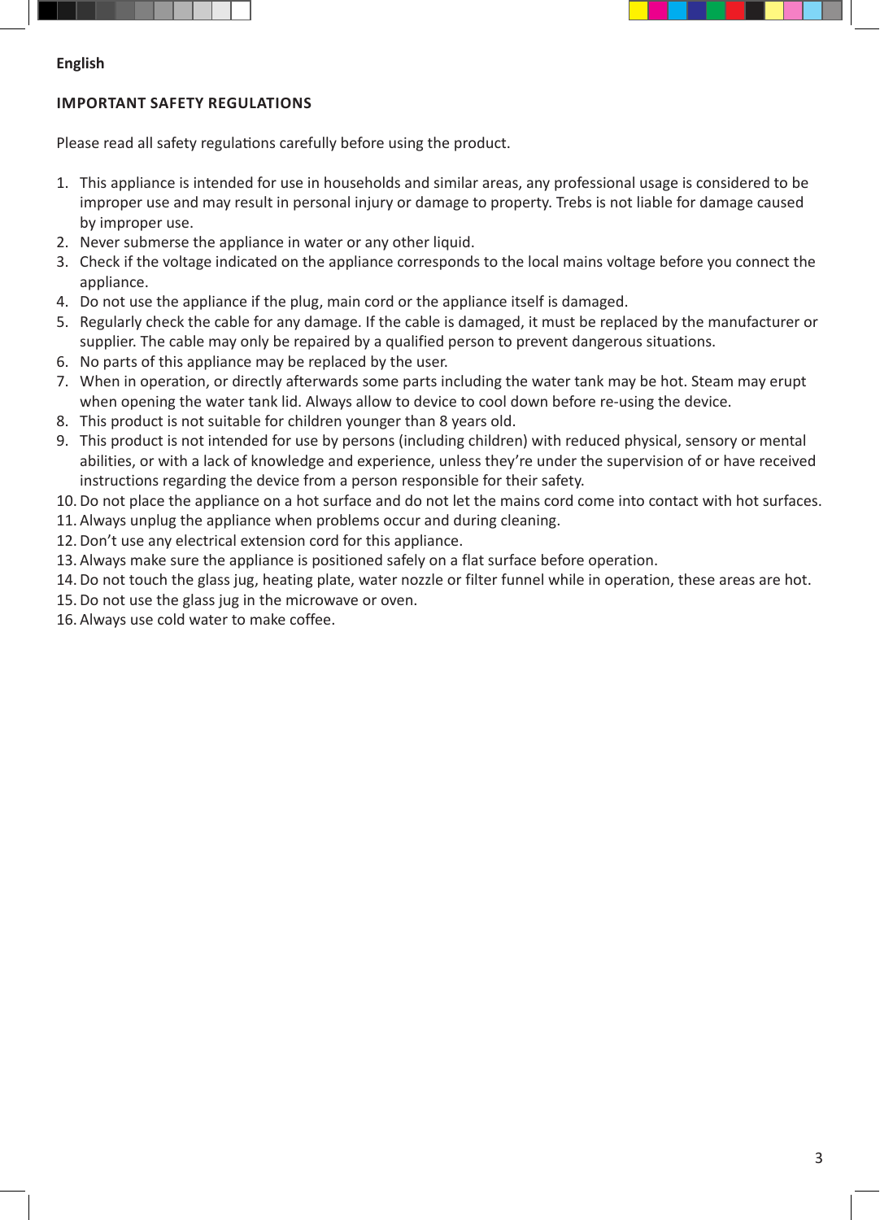English

## IMPORTANT SAFETY REGULATIONS

Please read all safety regulations carefully before using the product.

1. This appliance is intended for use in households and similar areas, any professional usage is considered to be improper use and may result in personal injury or damage to property. Trebs is not liable for damage caused by improper use.
2. Never submerse the appliance in water or any other liquid.
3. Check if the voltage indicated on the appliance corresponds to the local mains voltage before you connect the appliance.
4. Do not use the appliance if the plug, main cord or the appliance itself is damaged.
5. Regularly check the cable for any damage. If the cable is damaged, it must be replaced by the manufacturer or supplier. The cable may only be repaired by a qualified person to prevent dangerous situations.
6. No parts of this appliance may be replaced by the user.
7. When in operation, or directly afterwards some parts including the water tank may be hot. Steam may erupt when opening the water tank lid. Always allow to device to cool down before re-using the device.
8. This product is not suitable for children younger than 8 years old.
9. This product is not intended for use by persons (including children) with reduced physical, sensory or mental abilities, or with a lack of knowledge and experience, unless they're under the supervision of or have received instructions regarding the device from a person responsible for their safety.
10. Do not place the appliance on a hot surface and do not let the mains cord come into contact with hot surfaces.
11. Always unplug the appliance when problems occur and during cleaning.
12. Don't use any electrical extension cord for this appliance.
13. Always make sure the appliance is positioned safely on a flat surface before operation.
14. Do not touch the glass jug, heating plate, water nozzle or filter funnel while in operation, these areas are hot.
15. Do not use the glass jug in the microwave or oven.
16. Always use cold water to make coffee.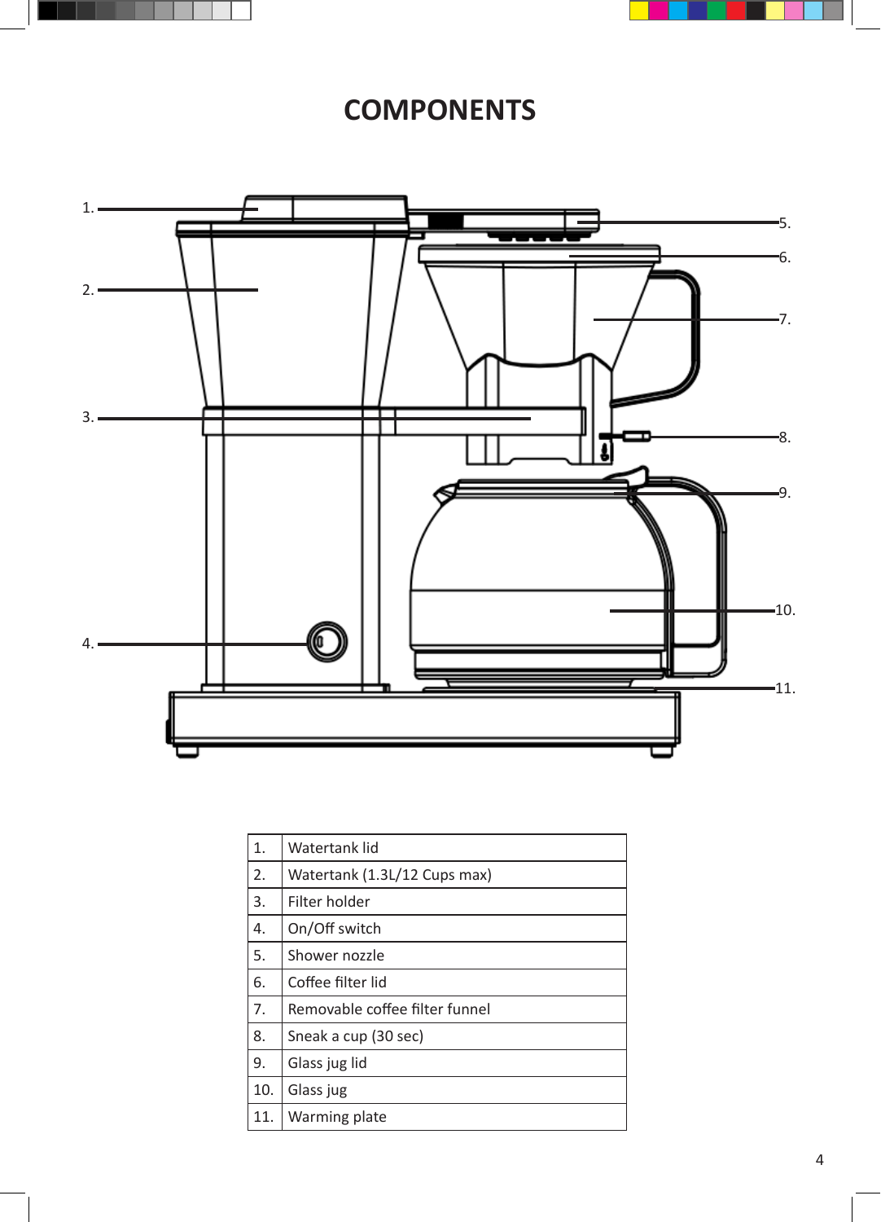# COMPONENTS

| | |
|---|---|
| 1. | Watertank lid |
| 2. | Watertank (1.3L/12 Cups max) |
| 3. | Filter holder |
| 4. | On/Off switch |
| 5. | Shower nozzle |
| 6. | Coffee filter lid |
| 7. | Removable coffee filter funnel |
| 8. | Sneak a cup (30 sec) |
| 9. | Glass jug lid |
| 10. | Glass jug |
| 11. | Warming plate |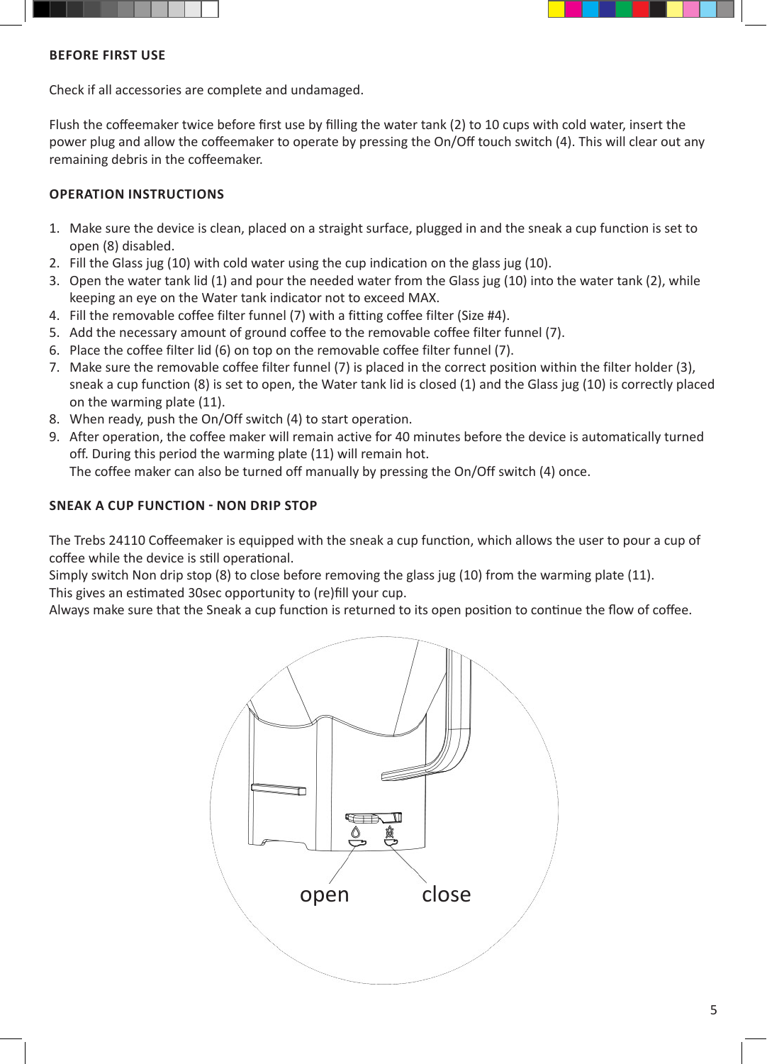## BEFORE FIRST USE

Check if all accessories are complete and undamaged.

Flush the coffeemaker twice before first use by filling the water tank (2) to 10 cups with cold water, insert the power plug and allow the coffeemaker to operate by pressing the On/Off touch switch (4). This will clear out any remaining debris in the coffeemaker.

## OPERATION INSTRUCTIONS

1. Make sure the device is clean, placed on a straight surface, plugged in and the sneak a cup function is set to open (8) disabled.
2. Fill the Glass jug (10) with cold water using the cup indication on the glass jug (10).
3. Open the water tank lid (1) and pour the needed water from the Glass jug (10) into the water tank (2), while keeping an eye on the Water tank indicator not to exceed MAX.
4. Fill the removable coffee filter funnel (7) with a fitting coffee filter (Size #4).
5. Add the necessary amount of ground coffee to the removable coffee filter funnel (7).
6. Place the coffee filter lid (6) on top on the removable coffee filter funnel (7).
7. Make sure the removable coffee filter funnel (7) is placed in the correct position within the filter holder (3), sneak a cup function (8) is set to open, the Water tank lid is closed (1) and the Glass jug (10) is correctly placed on the warming plate (11).
8. When ready, push the On/Off switch (4) to start operation.
9. After operation, the coffee maker will remain active for 40 minutes before the device is automatically turned off. During this period the warming plate (11) will remain hot.
   The coffee maker can also be turned off manually by pressing the On/Off switch (4) once.

## SNEAK A CUP FUNCTION - NON DRIP STOP

The Trebs 24110 Coffeemaker is equipped with the sneak a cup function, which allows the user to pour a cup of coffee while the device is still operational.
Simply switch Non drip stop (8) to close before removing the glass jug (10) from the warming plate (11).
This gives an estimated 30sec opportunity to (re)fill your cup.
Always make sure that the Sneak a cup function is returned to its open position to continue the flow of coffee.

open close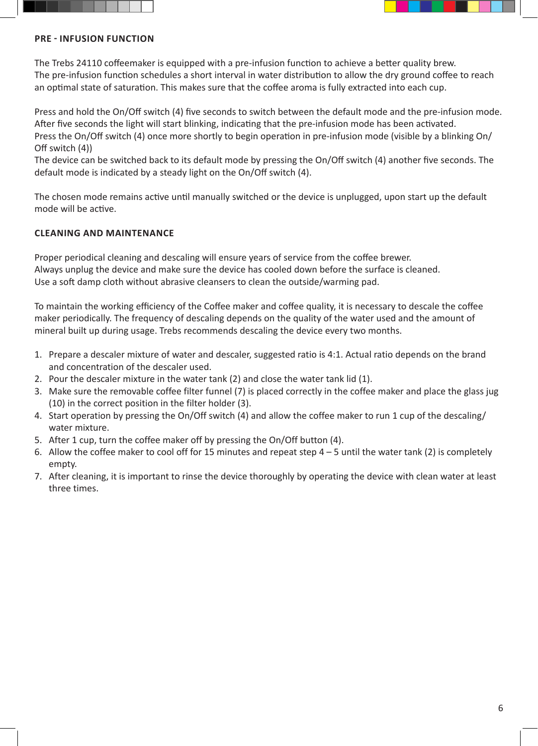## PRE - INFUSION FUNCTION

The Trebs 24110 coffeemaker is equipped with a pre-infusion function to achieve a better quality brew.
The pre-infusion function schedules a short interval in water distribution to allow the dry ground coffee to reach an optimal state of saturation. This makes sure that the coffee aroma is fully extracted into each cup.

Press and hold the On/Off switch (4) five seconds to switch between the default mode and the pre-infusion mode.
After five seconds the light will start blinking, indicating that the pre-infusion mode has been activated.
Press the On/Off switch (4) once more shortly to begin operation in pre-infusion mode (visible by a blinking On/Off switch (4))
The device can be switched back to its default mode by pressing the On/Off switch (4) another five seconds. The default mode is indicated by a steady light on the On/Off switch (4).

The chosen mode remains active until manually switched or the device is unplugged, upon start up the default mode will be active.

## CLEANING AND MAINTENANCE

Proper periodical cleaning and descaling will ensure years of service from the coffee brewer.
Always unplug the device and make sure the device has cooled down before the surface is cleaned.
Use a soft damp cloth without abrasive cleansers to clean the outside/warming pad.

To maintain the working efficiency of the Coffee maker and coffee quality, it is necessary to descale the coffee maker periodically. The frequency of descaling depends on the quality of the water used and the amount of mineral built up during usage. Trebs recommends descaling the device every two months.

1. Prepare a descaler mixture of water and descaler, suggested ratio is 4:1. Actual ratio depends on the brand and concentration of the descaler used.
2. Pour the descaler mixture in the water tank (2) and close the water tank lid (1).
3. Make sure the removable coffee filter funnel (7) is placed correctly in the coffee maker and place the glass jug (10) in the correct position in the filter holder (3).
4. Start operation by pressing the On/Off switch (4) and allow the coffee maker to run 1 cup of the descaling/water mixture.
5. After 1 cup, turn the coffee maker off by pressing the On/Off button (4).
6. Allow the coffee maker to cool off for 15 minutes and repeat step 4 – 5 until the water tank (2) is completely empty.
7. After cleaning, it is important to rinse the device thoroughly by operating the device with clean water at least three times.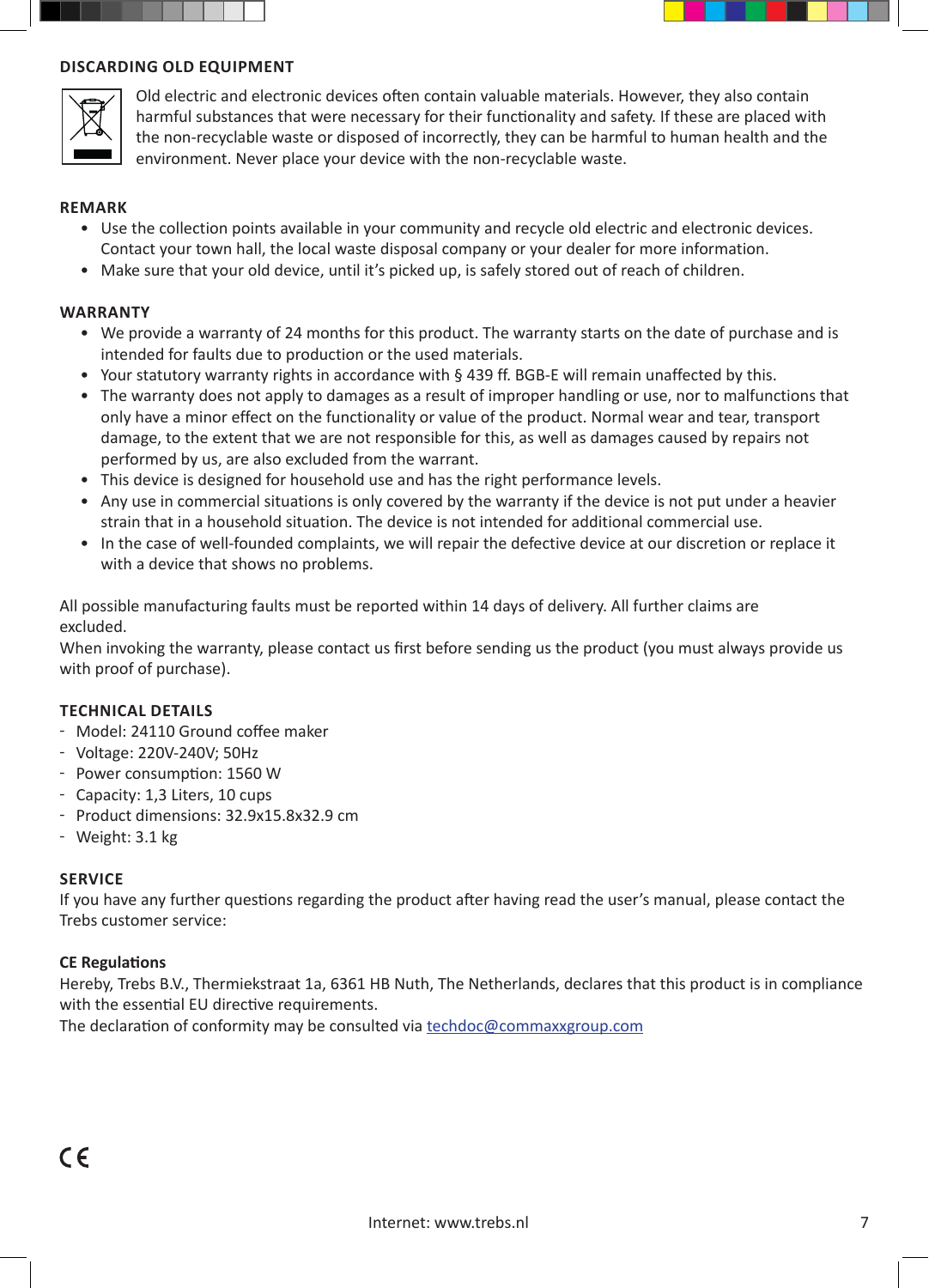## DISCARDING OLD EQUIPMENT

Old electric and electronic devices often contain valuable materials. However, they also contain harmful substances that were necessary for their functionality and safety. If these are placed with the non-recyclable waste or disposed of incorrectly, they can be harmful to human health and the environment. Never place your device with the non-recyclable waste.

## REMARK

- Use the collection points available in your community and recycle old electric and electronic devices. Contact your town hall, the local waste disposal company or your dealer for more information.
- Make sure that your old device, until it's picked up, is safely stored out of reach of children.

## WARRANTY

- We provide a warranty of 24 months for this product. The warranty starts on the date of purchase and is intended for faults due to production or the used materials.
- Your statutory warranty rights in accordance with § 439 ff. BGB-E will remain unaffected by this.
- The warranty does not apply to damages as a result of improper handling or use, nor to malfunctions that only have a minor effect on the functionality or value of the product. Normal wear and tear, transport damage, to the extent that we are not responsible for this, as well as damages caused by repairs not performed by us, are also excluded from the warrant.
- This device is designed for household use and has the right performance levels.
- Any use in commercial situations is only covered by the warranty if the device is not put under a heavier strain that in a household situation. The device is not intended for additional commercial use.
- In the case of well-founded complaints, we will repair the defective device at our discretion or replace it with a device that shows no problems.

All possible manufacturing faults must be reported within 14 days of delivery. All further claims are excluded.
When invoking the warranty, please contact us first before sending us the product (you must always provide us with proof of purchase).

## TECHNICAL DETAILS

- Model: 24110 Ground coffee maker
- Voltage: 220V-240V; 50Hz
- Power consumption: 1560 W
- Capacity: 1,3 Liters, 10 cups
- Product dimensions: 32.9x15.8x32.9 cm
- Weight: 3.1 kg

## SERVICE

If you have any further questions regarding the product after having read the user's manual, please contact the Trebs customer service:

**CE Regulations**

Hereby, Trebs B.V., Thermiekstraat 1a, 6361 HB Nuth, The Netherlands, declares that this product is in compliance with the essential EU directive requirements.
The declaration of conformity may be consulted via techdoc@commaxxgroup.com

CE

Internet: www.trebs.nl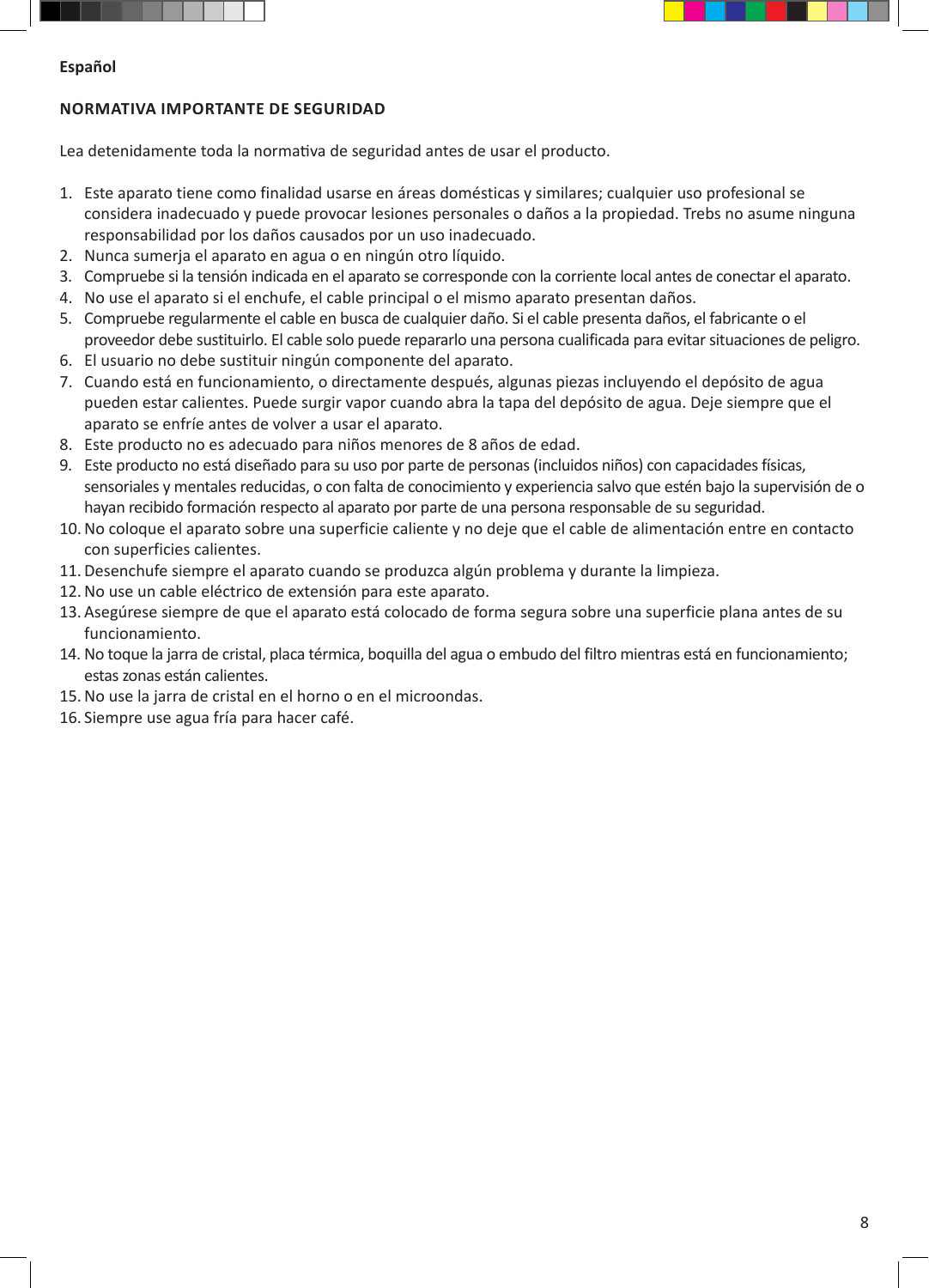**Español**

## NORMATIVA IMPORTANTE DE SEGURIDAD

Lea detenidamente toda la normativa de seguridad antes de usar el producto.

1. Este aparato tiene como finalidad usarse en áreas domésticas y similares; cualquier uso profesional se considera inadecuado y puede provocar lesiones personales o daños a la propiedad. Trebs no asume ninguna responsabilidad por los daños causados por un uso inadecuado.
2. Nunca sumerja el aparato en agua o en ningún otro líquido.
3. Compruebe si la tensión indicada en el aparato se corresponde con la corriente local antes de conectar el aparato.
4. No use el aparato si el enchufe, el cable principal o el mismo aparato presentan daños.
5. Compruebe regularmente el cable en busca de cualquier daño. Si el cable presenta daños, el fabricante o el proveedor debe sustituirlo. El cable solo puede repararlo una persona cualificada para evitar situaciones de peligro.
6. El usuario no debe sustituir ningún componente del aparato.
7. Cuando está en funcionamiento, o directamente después, algunas piezas incluyendo el depósito de agua pueden estar calientes. Puede surgir vapor cuando abra la tapa del depósito de agua. Deje siempre que el aparato se enfríe antes de volver a usar el aparato.
8. Este producto no es adecuado para niños menores de 8 años de edad.
9. Este producto no está diseñado para su uso por parte de personas (incluidos niños) con capacidades físicas, sensoriales y mentales reducidas, o con falta de conocimiento y experiencia salvo que estén bajo la supervisión de o hayan recibido formación respecto al aparato por parte de una persona responsable de su seguridad.
10. No coloque el aparato sobre una superficie caliente y no deje que el cable de alimentación entre en contacto con superficies calientes.
11. Desenchufe siempre el aparato cuando se produzca algún problema y durante la limpieza.
12. No use un cable eléctrico de extensión para este aparato.
13. Asegúrese siempre de que el aparato está colocado de forma segura sobre una superficie plana antes de su funcionamiento.
14. No toque la jarra de cristal, placa térmica, boquilla del agua o embudo del filtro mientras está en funcionamiento; estas zonas están calientes.
15. No use la jarra de cristal en el horno o en el microondas.
16. Siempre use agua fría para hacer café.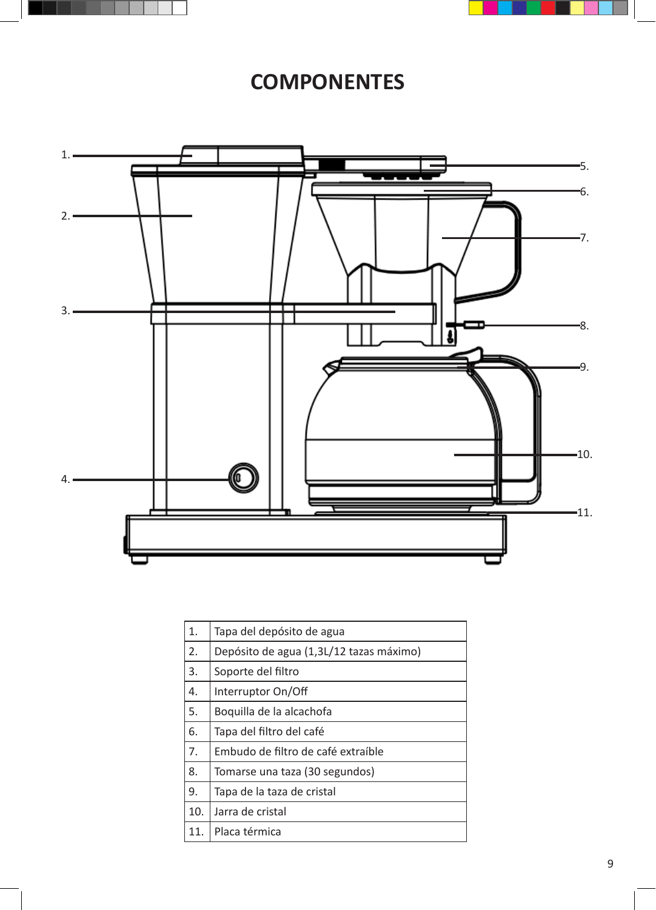# COMPONENTES

| | |
|---|---|
| 1. | Tapa del depósito de agua |
| 2. | Depósito de agua (1,3L/12 tazas máximo) |
| 3. | Soporte del filtro |
| 4. | Interruptor On/Off |
| 5. | Boquilla de la alcachofa |
| 6. | Tapa del filtro del café |
| 7. | Embudo de filtro de café extraíble |
| 8. | Tomarse una taza (30 segundos) |
| 9. | Tapa de la taza de cristal |
| 10. | Jarra de cristal |
| 11. | Placa térmica |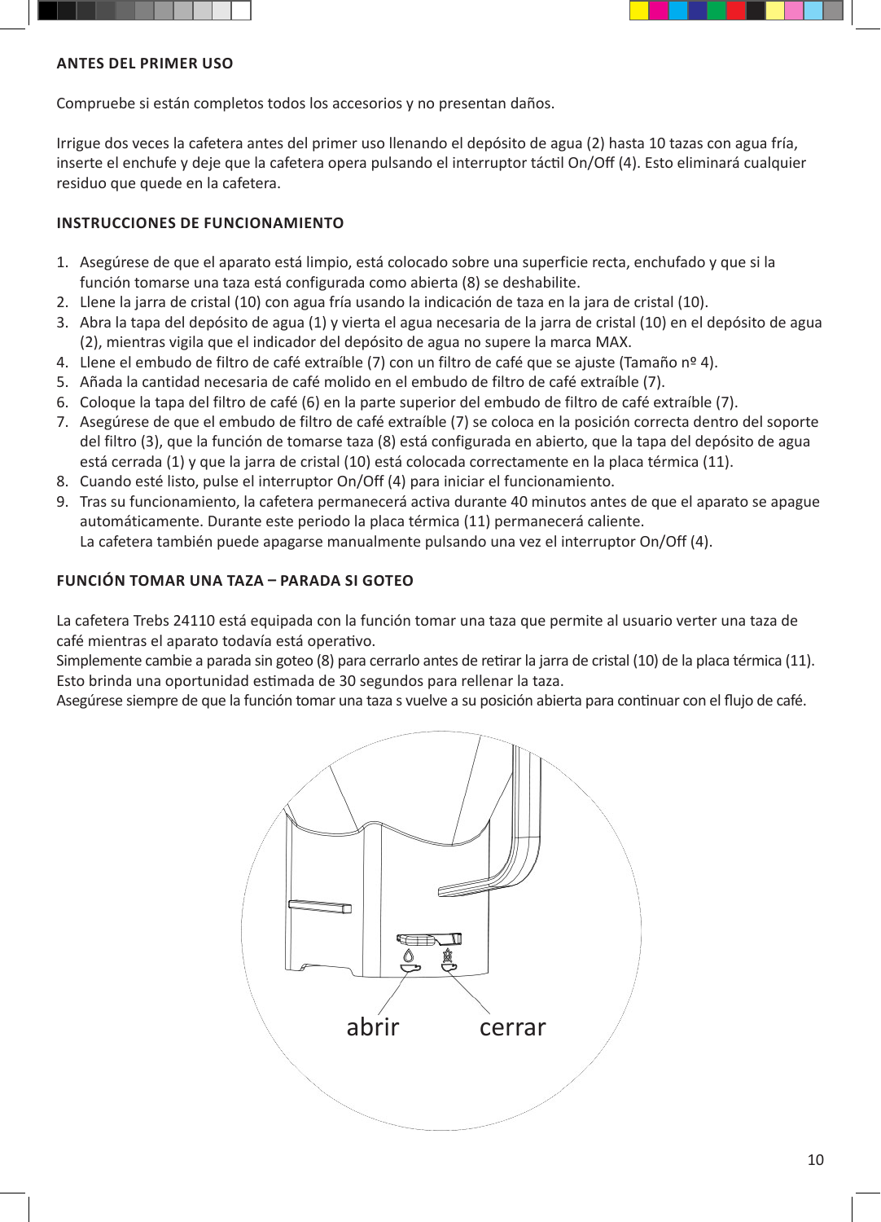### ANTES DEL PRIMER USO

Compruebe si están completos todos los accesorios y no presentan daños.

Irrigue dos veces la cafetera antes del primer uso llenando el depósito de agua (2) hasta 10 tazas con agua fría, inserte el enchufe y deje que la cafetera opera pulsando el interruptor táctil On/Off (4). Esto eliminará cualquier residuo que quede en la cafetera.

### INSTRUCCIONES DE FUNCIONAMIENTO

1. Asegúrese de que el aparato está limpio, está colocado sobre una superficie recta, enchufado y que si la función tomarse una taza está configurada como abierta (8) se deshabilite.
2. Llene la jarra de cristal (10) con agua fría usando la indicación de taza en la jara de cristal (10).
3. Abra la tapa del depósito de agua (1) y vierta el agua necesaria de la jarra de cristal (10) en el depósito de agua (2), mientras vigila que el indicador del depósito de agua no supere la marca MAX.
4. Llene el embudo de filtro de café extraíble (7) con un filtro de café que se ajuste (Tamaño nº 4).
5. Añada la cantidad necesaria de café molido en el embudo de filtro de café extraíble (7).
6. Coloque la tapa del filtro de café (6) en la parte superior del embudo de filtro de café extraíble (7).
7. Asegúrese de que el embudo de filtro de café extraíble (7) se coloca en la posición correcta dentro del soporte del filtro (3), que la función de tomarse taza (8) está configurada en abierto, que la tapa del depósito de agua está cerrada (1) y que la jarra de cristal (10) está colocada correctamente en la placa térmica (11).
8. Cuando esté listo, pulse el interruptor On/Off (4) para iniciar el funcionamiento.
9. Tras su funcionamiento, la cafetera permanecerá activa durante 40 minutos antes de que el aparato se apague automáticamente. Durante este periodo la placa térmica (11) permanecerá caliente.
   La cafetera también puede apagarse manualmente pulsando una vez el interruptor On/Off (4).

### FUNCIÓN TOMAR UNA TAZA – PARADA SI GOTEO

La cafetera Trebs 24110 está equipada con la función tomar una taza que permite al usuario verter una taza de café mientras el aparato todavía está operativo.
Simplemente cambie a parada sin goteo (8) para cerrarlo antes de retirar la jarra de cristal (10) de la placa térmica (11). Esto brinda una oportunidad estimada de 30 segundos para rellenar la taza.
Asegúrese siempre de que la función tomar una taza s vuelve a su posición abierta para continuar con el flujo de café.

abrir cerrar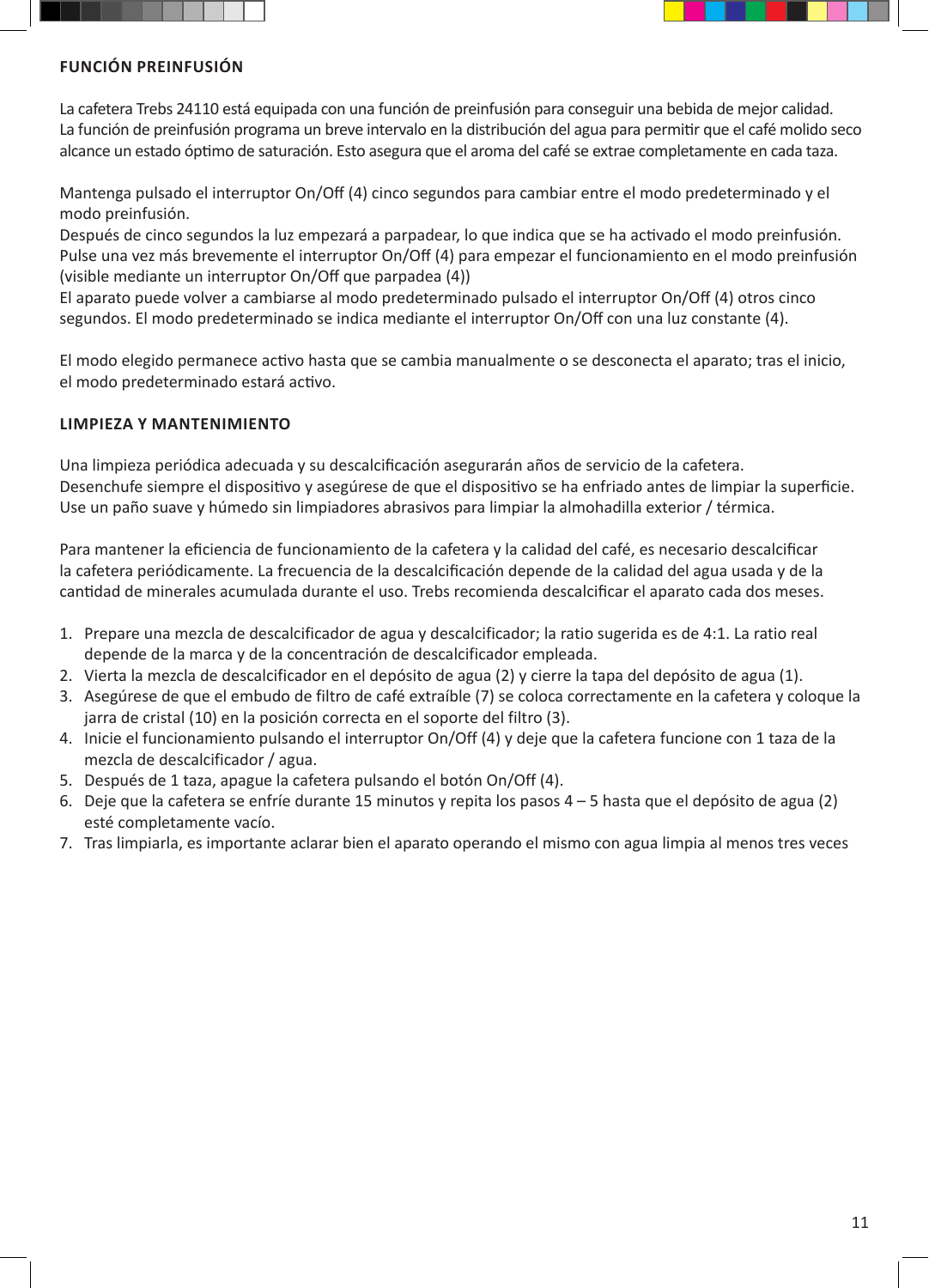## FUNCIÓN PREINFUSIÓN

La cafetera Trebs 24110 está equipada con una función de preinfusión para conseguir una bebida de mejor calidad. La función de preinfusión programa un breve intervalo en la distribución del agua para permitir que el café molido seco alcance un estado óptimo de saturación. Esto asegura que el aroma del café se extrae completamente en cada taza.

Mantenga pulsado el interruptor On/Off (4) cinco segundos para cambiar entre el modo predeterminado y el modo preinfusión.
Después de cinco segundos la luz empezará a parpadear, lo que indica que se ha activado el modo preinfusión. Pulse una vez más brevemente el interruptor On/Off (4) para empezar el funcionamiento en el modo preinfusión (visible mediante un interruptor On/Off que parpadea (4))
El aparato puede volver a cambiarse al modo predeterminado pulsado el interruptor On/Off (4) otros cinco segundos. El modo predeterminado se indica mediante el interruptor On/Off con una luz constante (4).

El modo elegido permanece activo hasta que se cambia manualmente o se desconecta el aparato; tras el inicio, el modo predeterminado estará activo.

## LIMPIEZA Y MANTENIMIENTO

Una limpieza periódica adecuada y su descalcificación asegurarán años de servicio de la cafetera.
Desenchufe siempre el dispositivo y asegúrese de que el dispositivo se ha enfriado antes de limpiar la superficie.
Use un paño suave y húmedo sin limpiadores abrasivos para limpiar la almohadilla exterior / térmica.

Para mantener la eficiencia de funcionamiento de la cafetera y la calidad del café, es necesario descalcificar la cafetera periódicamente. La frecuencia de la descalcificación depende de la calidad del agua usada y de la cantidad de minerales acumulada durante el uso. Trebs recomienda descalcificar el aparato cada dos meses.

1. Prepare una mezcla de descalcificador de agua y descalcificador; la ratio sugerida es de 4:1. La ratio real depende de la marca y de la concentración de descalcificador empleada.
2. Vierta la mezcla de descalcificador en el depósito de agua (2) y cierre la tapa del depósito de agua (1).
3. Asegúrese de que el embudo de filtro de café extraíble (7) se coloca correctamente en la cafetera y coloque la jarra de cristal (10) en la posición correcta en el soporte del filtro (3).
4. Inicie el funcionamiento pulsando el interruptor On/Off (4) y deje que la cafetera funcione con 1 taza de la mezcla de descalcificador / agua.
5. Después de 1 taza, apague la cafetera pulsando el botón On/Off (4).
6. Deje que la cafetera se enfríe durante 15 minutos y repita los pasos 4 – 5 hasta que el depósito de agua (2) esté completamente vacío.
7. Tras limpiarla, es importante aclarar bien el aparato operando el mismo con agua limpia al menos tres veces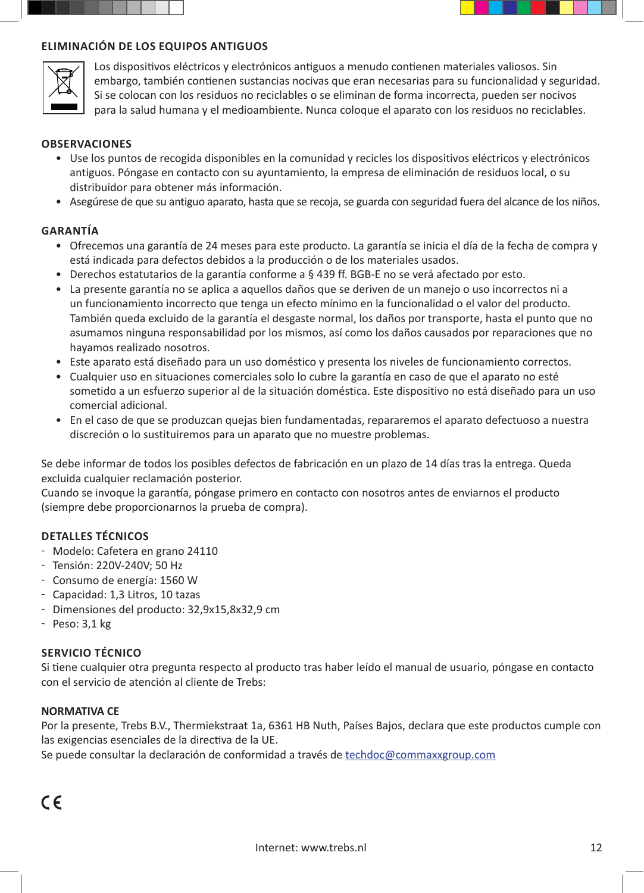## ELIMINACIÓN DE LOS EQUIPOS ANTIGUOS

Los dispositivos eléctricos y electrónicos antiguos a menudo contienen materiales valiosos. Sin embargo, también contienen sustancias nocivas que eran necesarias para su funcionalidad y seguridad. Si se colocan con los residuos no reciclables o se eliminan de forma incorrecta, pueden ser nocivos para la salud humana y el medioambiente. Nunca coloque el aparato con los residuos no reciclables.

## OBSERVACIONES

- Use los puntos de recogida disponibles en la comunidad y recicle los dispositivos eléctricos y electrónicos antiguos. Póngase en contacto con su ayuntamiento, la empresa de eliminación de residuos local, o su distribuidor para obtener más información.
- Asegúrese de que su antiguo aparato, hasta que se recoja, se guarda con seguridad fuera del alcance de los niños.

## GARANTÍA

- Ofrecemos una garantía de 24 meses para este producto. La garantía se inicia el día de la fecha de compra y está indicada para defectos debidos a la producción o de los materiales usados.
- Derechos estatutarios de la garantía conforme a § 439 ff. BGB-E no se verá afectado por esto.
- La presente garantía no se aplica a aquellos daños que se deriven de un manejo o uso incorrectos ni a un funcionamiento incorrecto que tenga un efecto mínimo en la funcionalidad o el valor del producto. También queda excluido de la garantía el desgaste normal, los daños por transporte, hasta el punto que no asumamos ninguna responsabilidad por los mismos, así como los daños causados por reparaciones que no hayamos realizado nosotros.
- Este aparato está diseñado para un uso doméstico y presenta los niveles de funcionamiento correctos.
- Cualquier uso en situaciones comerciales solo lo cubre la garantía en caso de que el aparato no esté sometido a un esfuerzo superior al de la situación doméstica. Este dispositivo no está diseñado para un uso comercial adicional.
- En el caso de que se produzcan quejas bien fundamentadas, repararemos el aparato defectuoso a nuestra discreción o lo sustituiremos para un aparato que no muestre problemas.

Se debe informar de todos los posibles defectos de fabricación en un plazo de 14 días tras la entrega. Queda excluida cualquier reclamación posterior.
Cuando se invoque la garantía, póngase primero en contacto con nosotros antes de enviarnos el producto (siempre debe proporcionarnos la prueba de compra).

## DETALLES TÉCNICOS

- Modelo: Cafetera en grano 24110
- Tensión: 220V-240V; 50 Hz
- Consumo de energía: 1560 W
- Capacidad: 1,3 Litros, 10 tazas
- Dimensiones del producto: 32,9x15,8x32,9 cm
- Peso: 3,1 kg

## SERVICIO TÉCNICO

Si tiene cualquier otra pregunta respecto al producto tras haber leído el manual de usuario, póngase en contacto con el servicio de atención al cliente de Trebs:

## NORMATIVA CE

Por la presente, Trebs B.V., Thermiekstraat 1a, 6361 HB Nuth, Países Bajos, declara que este productos cumple con las exigencias esenciales de la directiva de la UE.
Se puede consultar la declaración de conformidad a través de techdoc@commaxxgroup.com

CE

Internet: www.trebs.nl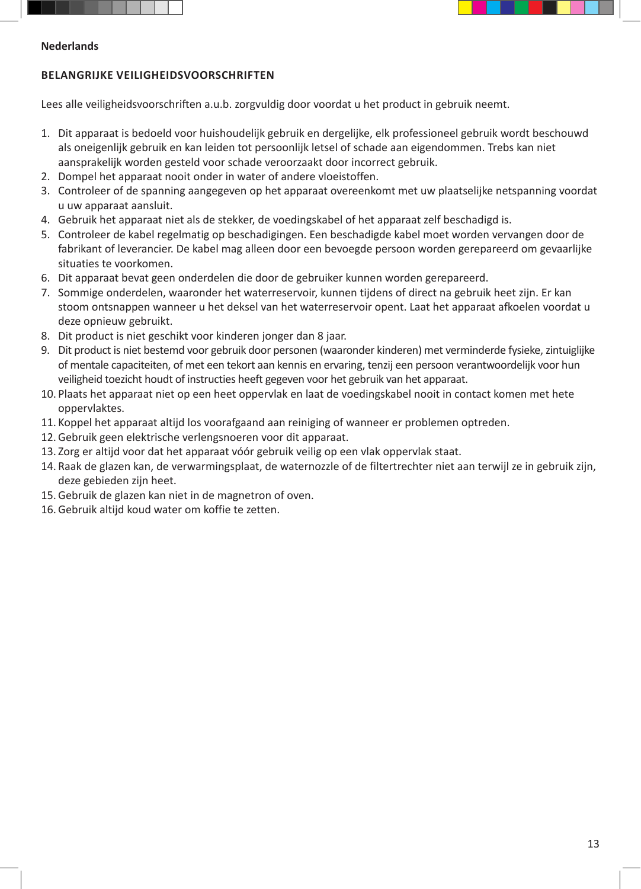**Nederlands**

## BELANGRIJKE VEILIGHEIDSVOORSCHRIFTEN

Lees alle veiligheidsvoorschriften a.u.b. zorgvuldig door voordat u het product in gebruik neemt.

1. Dit apparaat is bedoeld voor huishoudelijk gebruik en dergelijke, elk professioneel gebruik wordt beschouwd als oneigenlijk gebruik en kan leiden tot persoonlijk letsel of schade aan eigendommen. Trebs kan niet aansprakelijk worden gesteld voor schade veroorzaakt door incorrect gebruik.
2. Dompel het apparaat nooit onder in water of andere vloeistoffen.
3. Controleer of de spanning aangegeven op het apparaat overeenkomt met uw plaatselijke netspanning voordat u uw apparaat aansluit.
4. Gebruik het apparaat niet als de stekker, de voedingskabel of het apparaat zelf beschadigd is.
5. Controleer de kabel regelmatig op beschadigingen. Een beschadigde kabel moet worden vervangen door de fabrikant of leverancier. De kabel mag alleen door een bevoegde persoon worden gerepareerd om gevaarlijke situaties te voorkomen.
6. Dit apparaat bevat geen onderdelen die door de gebruiker kunnen worden gerepareerd.
7. Sommige onderdelen, waaronder het waterreservoir, kunnen tijdens of direct na gebruik heet zijn. Er kan stoom ontsnappen wanneer u het deksel van het waterreservoir opent. Laat het apparaat afkoelen voordat u deze opnieuw gebruikt.
8. Dit product is niet geschikt voor kinderen jonger dan 8 jaar.
9. Dit product is niet bestemd voor gebruik door personen (waaronder kinderen) met verminderde fysieke, zintuiglijke of mentale capaciteiten, of met een tekort aan kennis en ervaring, tenzij een persoon verantwoordelijk voor hun veiligheid toezicht houdt of instructies heeft gegeven voor het gebruik van het apparaat.
10. Plaats het apparaat niet op een heet oppervlak en laat de voedingskabel nooit in contact komen met hete oppervlaktes.
11. Koppel het apparaat altijd los voorafgaand aan reiniging of wanneer er problemen optreden.
12. Gebruik geen elektrische verlengsnoeren voor dit apparaat.
13. Zorg er altijd voor dat het apparaat vóór gebruik veilig op een vlak oppervlak staat.
14. Raak de glazen kan, de verwarmingsplaat, de waternozzle of de filtertrechter niet aan terwijl ze in gebruik zijn, deze gebieden zijn heet.
15. Gebruik de glazen kan niet in de magnetron of oven.
16. Gebruik altijd koud water om koffie te zetten.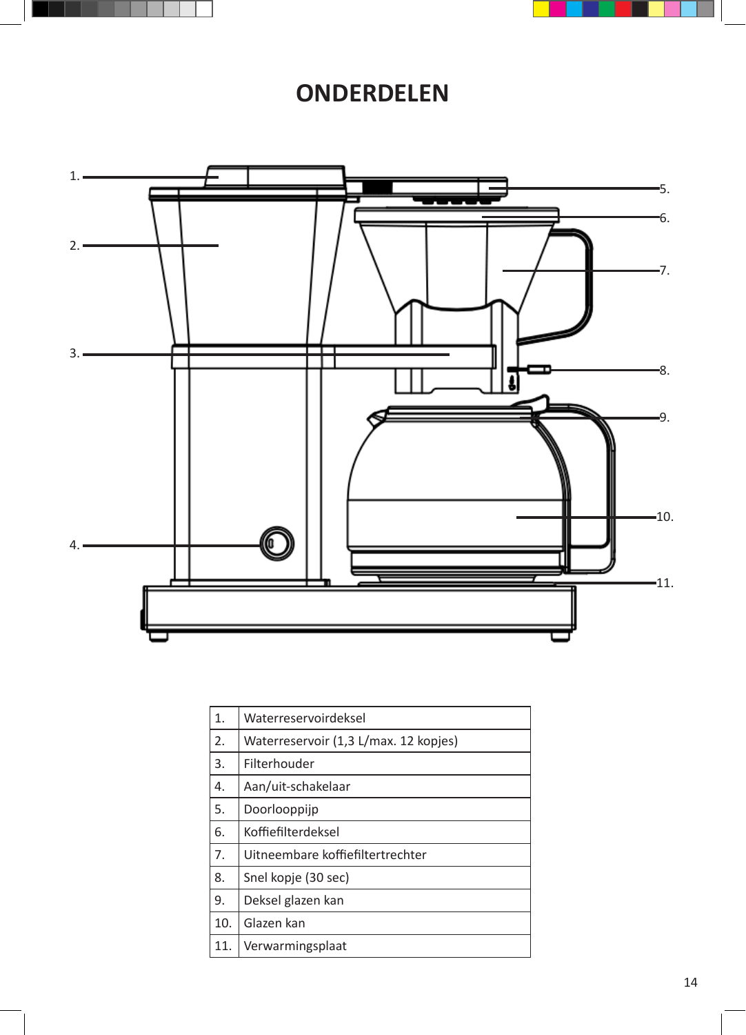# ONDERDELEN

| | |
|---|---|
| 1. | Waterreservoirdeksel |
| 2. | Waterreservoir (1,3 L/max. 12 kopjes) |
| 3. | Filterhouder |
| 4. | Aan/uit-schakelaar |
| 5. | Doorlooppijp |
| 6. | Koffiefilterdeksel |
| 7. | Uitneembare koffiefiltertrechter |
| 8. | Snel kopje (30 sec) |
| 9. | Deksel glazen kan |
| 10. | Glazen kan |
| 11. | Verwarmingsplaat |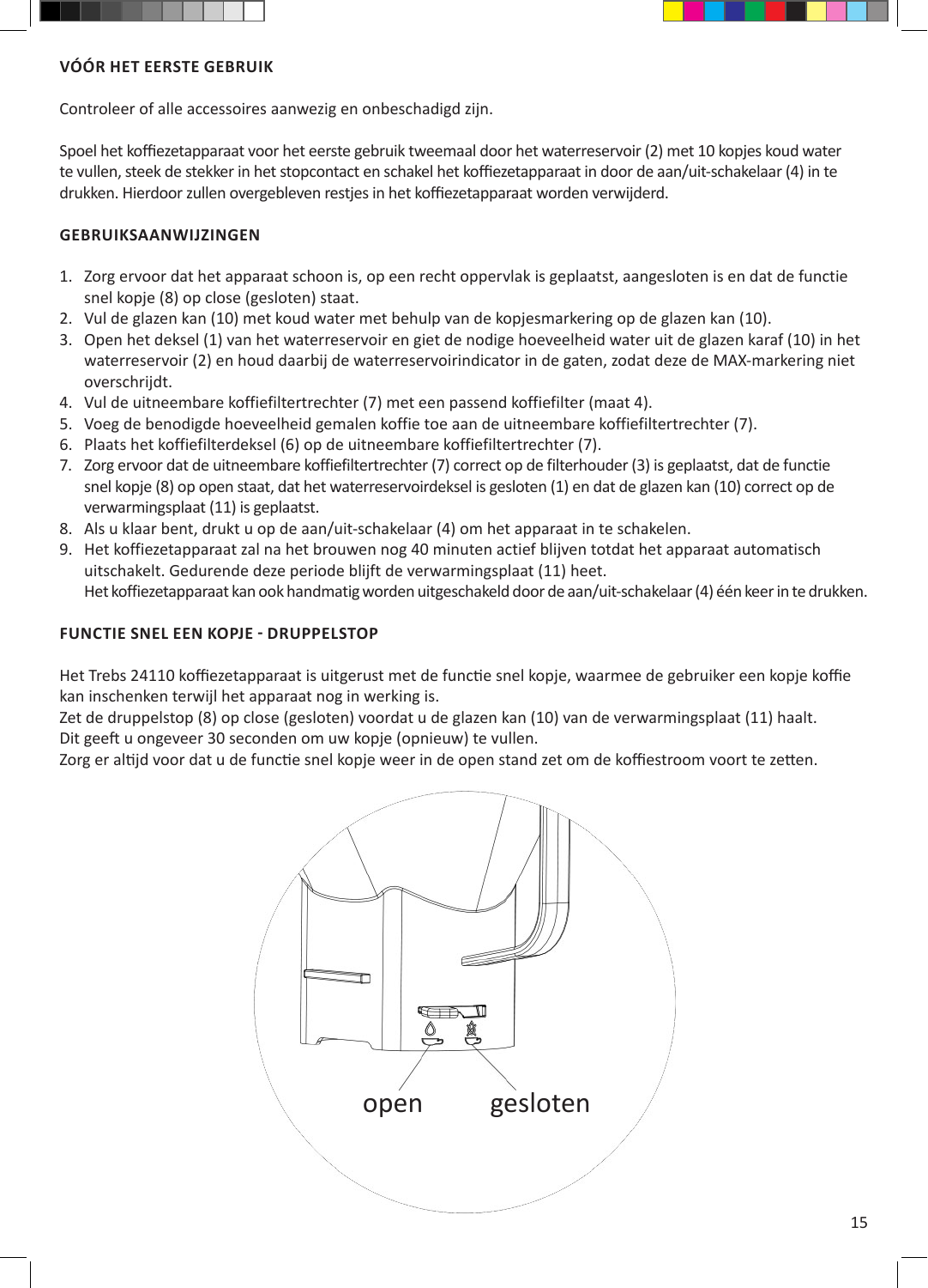## VÓÓR HET EERSTE GEBRUIK

Controleer of alle accessoires aanwezig en onbeschadigd zijn.

Spoel het koffiezetapparaat voor het eerste gebruik tweemaal door het waterreservoir (2) met 10 kopjes koud water te vullen, steek de stekker in het stopcontact en schakel het koffiezetapparaat in door de aan/uit-schakelaar (4) in te drukken. Hierdoor zullen overgebleven restjes in het koffiezetapparaat worden verwijderd.

## GEBRUIKSAANWIJZINGEN

1. Zorg ervoor dat het apparaat schoon is, op een recht oppervlak is geplaatst, aangesloten is en dat de functie snel kopje (8) op close (gesloten) staat.
2. Vul de glazen kan (10) met koud water met behulp van de kopjesmarkering op de glazen kan (10).
3. Open het deksel (1) van het waterreservoir en giet de nodige hoeveelheid water uit de glazen karaf (10) in het waterreservoir (2) en houd daarbij de waterreservoirindicator in de gaten, zodat deze de MAX-markering niet overschrijdt.
4. Vul de uitneembare koffiefiltertrechter (7) met een passend koffiefilter (maat 4).
5. Voeg de benodigde hoeveelheid gemalen koffie toe aan de uitneembare koffiefiltertrechter (7).
6. Plaats het koffiefilterdeksel (6) op de uitneembare koffiefiltertrechter (7).
7. Zorg ervoor dat de uitneembare koffiefiltertrechter (7) correct op de filterhouder (3) is geplaatst, dat de functie snel kopje (8) op open staat, dat het waterreservoirdeksel is gesloten (1) en dat de glazen kan (10) correct op de verwarmingsplaat (11) is geplaatst.
8. Als u klaar bent, drukt u op de aan/uit-schakelaar (4) om het apparaat in te schakelen.
9. Het koffiezetapparaat zal na het brouwen nog 40 minuten actief blijven totdat het apparaat automatisch uitschakelt. Gedurende deze periode blijft de verwarmingsplaat (11) heet.
   Het koffiezetapparaat kan ook handmatig worden uitgeschakeld door de aan/uit-schakelaar (4) één keer in te drukken.

## FUNCTIE SNEL EEN KOPJE - DRUPPELSTOP

Het Trebs 24110 koffiezetapparaat is uitgerust met de functie snel kopje, waarmee de gebruiker een kopje koffie kan inschenken terwijl het apparaat nog in werking is.
Zet de druppelstop (8) op close (gesloten) voordat u de glazen kan (10) van de verwarmingsplaat (11) haalt.
Dit geeft u ongeveer 30 seconden om uw kopje (opnieuw) te vullen.
Zorg er altijd voor dat u de functie snel kopje weer in de open stand zet om de koffiestroom voort te zetten.

open gesloten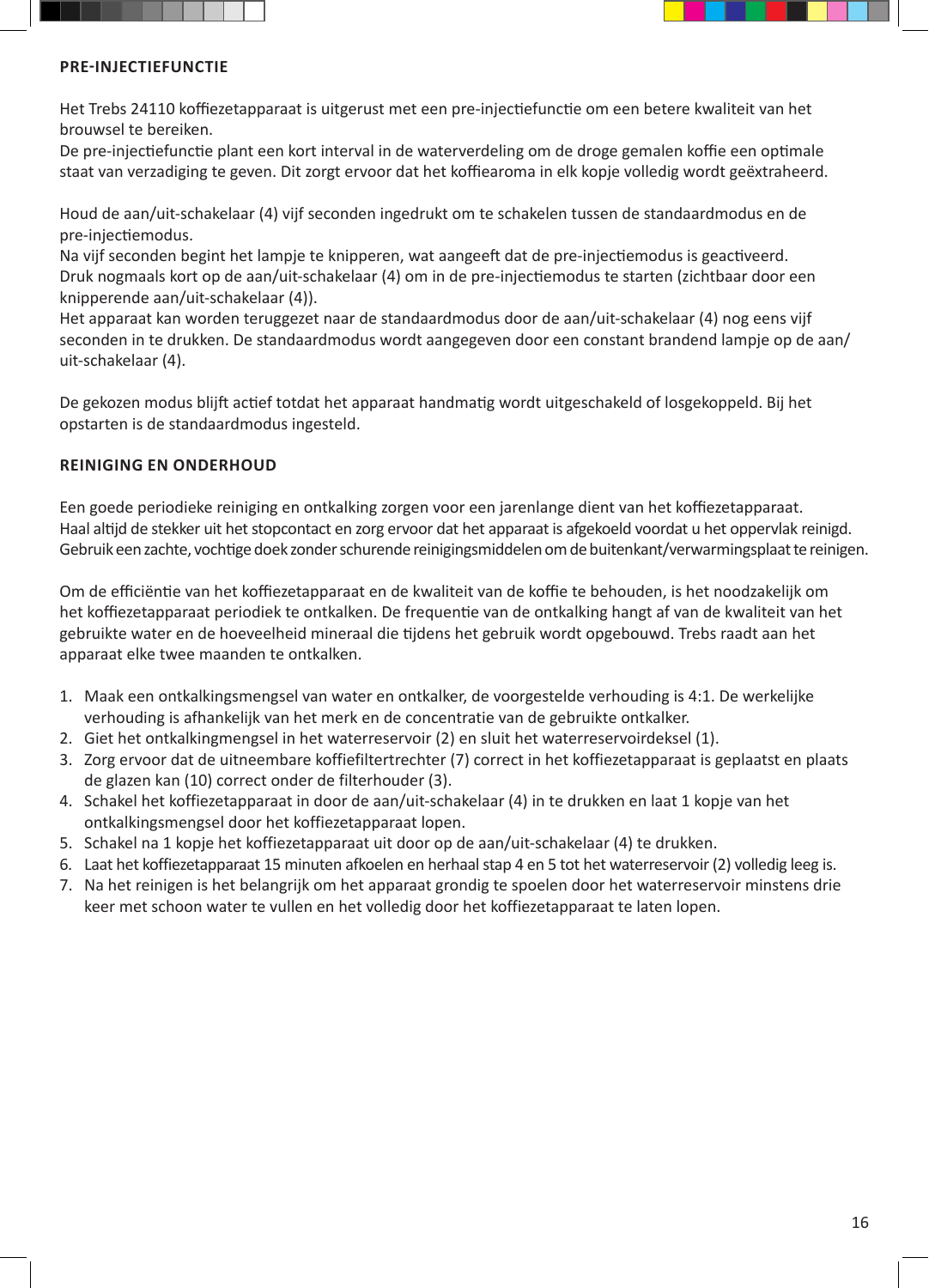## PRE-INJECTIEFUNCTIE

Het Trebs 24110 koffiezetapparaat is uitgerust met een pre-injectiefunctie om een betere kwaliteit van het brouwsel te bereiken.
De pre-injectiefunctie plant een kort interval in de waterverdeling om de droge gemalen koffie een optimale staat van verzadiging te geven. Dit zorgt ervoor dat het koffiearoma in elk kopje volledig wordt geëxtraheerd.

Houd de aan/uit-schakelaar (4) vijf seconden ingedrukt om te schakelen tussen de standaardmodus en de pre-injectiemodus.
Na vijf seconden begint het lampje te knipperen, wat aangeeft dat de pre-injectiemodus is geactiveerd.
Druk nogmaals kort op de aan/uit-schakelaar (4) om in de pre-injectiemodus te starten (zichtbaar door een knipperende aan/uit-schakelaar (4)).
Het apparaat kan worden teruggezet naar de standaardmodus door de aan/uit-schakelaar (4) nog eens vijf seconden in te drukken. De standaardmodus wordt aangegeven door een constant brandend lampje op de aan/uit-schakelaar (4).

De gekozen modus blijft actief totdat het apparaat handmatig wordt uitgeschakeld of losgekoppeld. Bij het opstarten is de standaardmodus ingesteld.

## REINIGING EN ONDERHOUD

Een goede periodieke reiniging en ontkalking zorgen voor een jarenlange dient van het koffiezetapparaat.
Haal altijd de stekker uit het stopcontact en zorg ervoor dat het apparaat is afgekoeld voordat u het oppervlak reinigd.
Gebruik een zachte, vochtige doek zonder schurende reinigingsmiddelen om de buitenkant/verwarmingsplaat te reinigen.

Om de efficiëntie van het koffiezetapparaat en de kwaliteit van de koffie te behouden, is het noodzakelijk om het koffiezetapparaat periodiek te ontkalken. De frequentie van de ontkalking hangt af van de kwaliteit van het gebruikte water en de hoeveelheid mineraal die tijdens het gebruik wordt opgebouwd. Trebs raadt aan het apparaat elke twee maanden te ontkalken.

1. Maak een ontkalkingsmengsel van water en ontkalker, de voorgestelde verhouding is 4:1. De werkelijke verhouding is afhankelijk van het merk en de concentratie van de gebruikte ontkalker.
2. Giet het ontkalkingmengsel in het waterreservoir (2) en sluit het waterreservoirdeksel (1).
3. Zorg ervoor dat de uitneembare koffiefiltertrechter (7) correct in het koffiezetapparaat is geplaatst en plaats de glazen kan (10) correct onder de filterhouder (3).
4. Schakel het koffiezetapparaat in door de aan/uit-schakelaar (4) in te drukken en laat 1 kopje van het ontkalkingsmengsel door het koffiezetapparaat lopen.
5. Schakel na 1 kopje het koffiezetapparaat uit door op de aan/uit-schakelaar (4) te drukken.
6. Laat het koffiezetapparaat 15 minuten afkoelen en herhaal stap 4 en 5 tot het waterreservoir (2) volledig leeg is.
7. Na het reinigen is het belangrijk om het apparaat grondig te spoelen door het waterreservoir minstens drie keer met schoon water te vullen en het volledig door het koffiezetapparaat te laten lopen.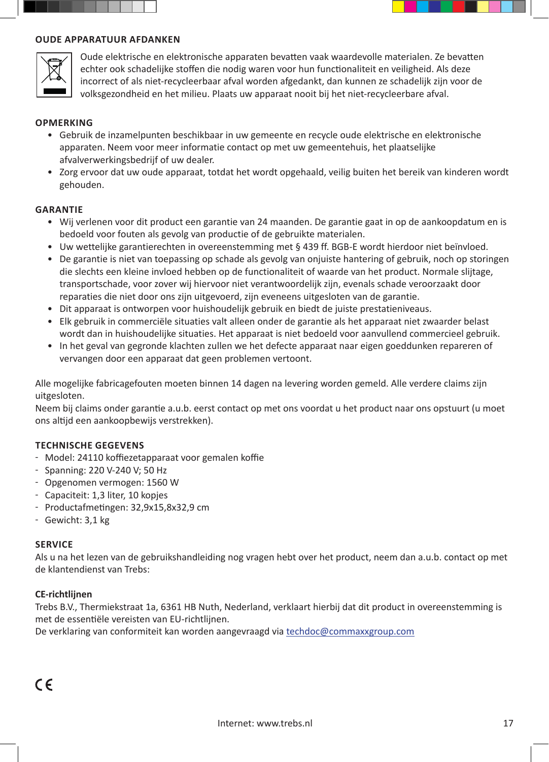## OUDE APPARATUUR AFDANKEN

Oude elektrische en elektronische apparaten bevatten vaak waardevolle materialen. Ze bevatten echter ook schadelijke stoffen die nodig waren voor hun functionaliteit en veiligheid. Als deze incorrect of als niet-recycleerbaar afval worden afgedankt, dan kunnen ze schadelijk zijn voor de volksgezondheid en het milieu. Plaats uw apparaat nooit bij het niet-recycleerbare afval.

## OPMERKING

- Gebruik de inzamelpunten beschikbaar in uw gemeente en recycle oude elektrische en elektronische apparaten. Neem voor meer informatie contact op met uw gemeentehuis, het plaatselijke afvalverwerkingsbedrijf of uw dealer.
- Zorg ervoor dat uw oude apparaat, totdat het wordt opgehaald, veilig buiten het bereik van kinderen wordt gehouden.

## GARANTIE

- Wij verlenen voor dit product een garantie van 24 maanden. De garantie gaat in op de aankoopdatum en is bedoeld voor fouten als gevolg van productie of de gebruikte materialen.
- Uw wettelijke garantierechten in overeenstemming met § 439 ff. BGB-E wordt hierdoor niet beïnvloed.
- De garantie is niet van toepassing op schade als gevolg van onjuiste hantering of gebruik, noch op storingen die slechts een kleine invloed hebben op de functionaliteit of waarde van het product. Normale slijtage, transportschade, voor zover wij hiervoor niet verantwoordelijk zijn, evenals schade veroorzaakt door reparaties die niet door ons zijn uitgevoerd, zijn eveneens uitgesloten van de garantie.
- Dit apparaat is ontworpen voor huishoudelijk gebruik en biedt de juiste prestatieniveaus.
- Elk gebruik in commerciële situaties valt alleen onder de garantie als het apparaat niet zwaarder belast wordt dan in huishoudelijke situaties. Het apparaat is niet bedoeld voor aanvullend commercieel gebruik.
- In het geval van gegronde klachten zullen we het defecte apparaat naar eigen goeddunken repareren of vervangen door een apparaat dat geen problemen vertoont.

Alle mogelijke fabricagefouten moeten binnen 14 dagen na levering worden gemeld. Alle verdere claims zijn uitgesloten.
Neem bij claims onder garantie a.u.b. eerst contact op met ons voordat u het product naar ons opstuurt (u moet ons altijd een aankoopbewijs verstrekken).

## TECHNISCHE GEGEVENS

- Model: 24110 koffiezetapparaat voor gemalen koffie
- Spanning: 220 V-240 V; 50 Hz
- Opgenomen vermogen: 1560 W
- Capaciteit: 1,3 liter, 10 kopjes
- Productafmetingen: 32,9x15,8x32,9 cm
- Gewicht: 3,1 kg

## SERVICE

Als u na het lezen van de gebruikshandleiding nog vragen hebt over het product, neem dan a.u.b. contact op met de klantendienst van Trebs:

**CE-richtlijnen**

Trebs B.V., Thermiekstraat 1a, 6361 HB Nuth, Nederland, verklaart hierbij dat dit product in overeenstemming is met de essentiële vereisten van EU-richtlijnen.
De verklaring van conformiteit kan worden aangevraagd via techdoc@commaxxgroup.com

CE

Internet: www.trebs.nl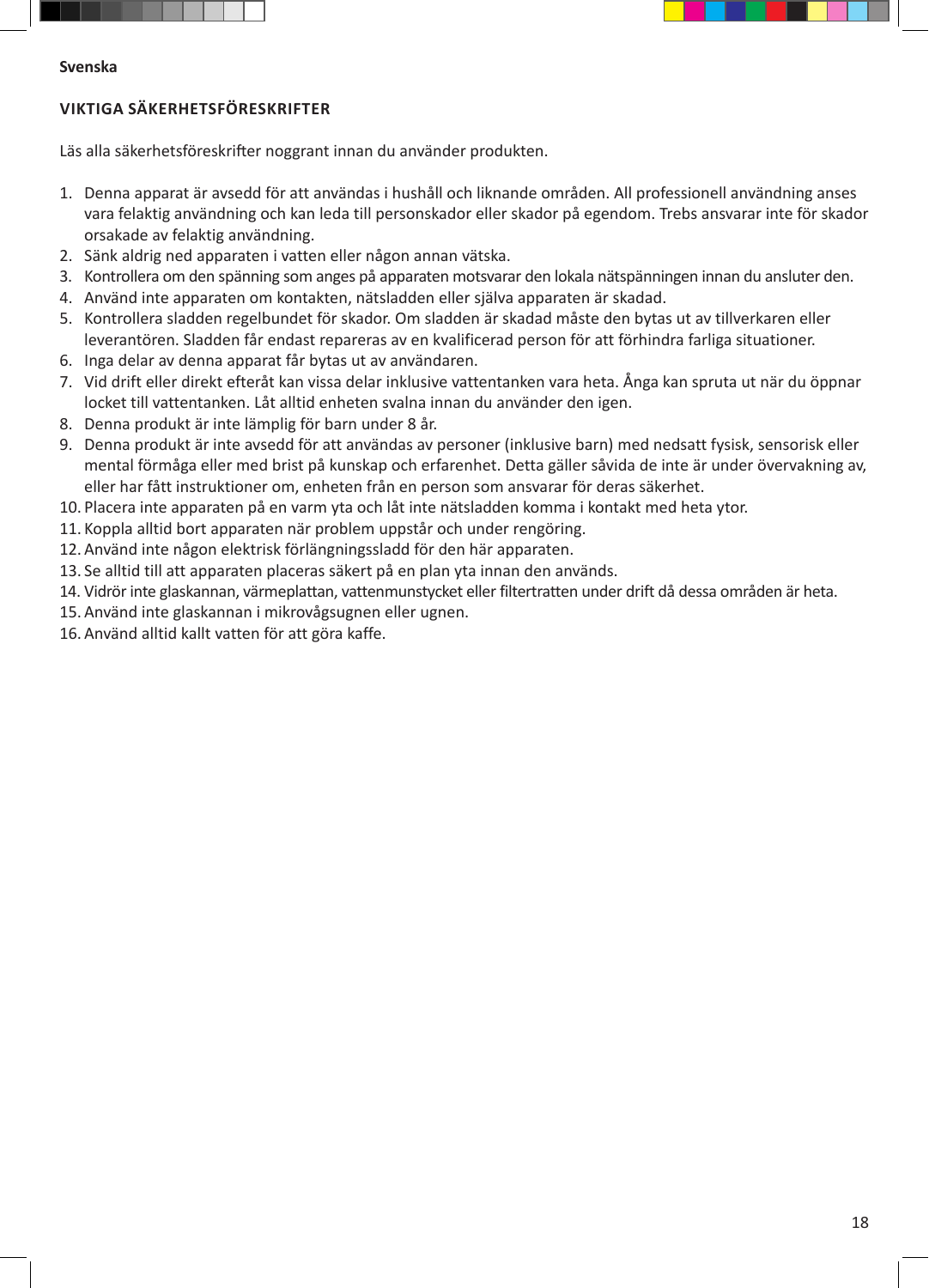**Svenska**

## VIKTIGA SÄKERHETSFÖRESKRIFTER

Läs alla säkerhetsföreskrifter noggrant innan du använder produkten.

1. Denna apparat är avsedd för att användas i hushåll och liknande områden. All professionell användning anses vara felaktig användning och kan leda till personskador eller skador på egendom. Trebs ansvarar inte för skador orsakade av felaktig användning.
2. Sänk aldrig ned apparaten i vatten eller någon annan vätska.
3. Kontrollera om den spänning som anges på apparaten motsvarar den lokala nätspänningen innan du ansluter den.
4. Använd inte apparaten om kontakten, nätsladden eller själva apparaten är skadad.
5. Kontrollera sladden regelbundet för skador. Om sladden är skadad måste den bytas ut av tillverkaren eller leverantören. Sladden får endast repareras av en kvalificerad person för att förhindra farliga situationer.
6. Inga delar av denna apparat får bytas ut av användaren.
7. Vid drift eller direkt efteråt kan vissa delar inklusive vattentanken vara heta. Ånga kan spruta ut när du öppnar locket till vattentanken. Låt alltid enheten svalna innan du använder den igen.
8. Denna produkt är inte lämplig för barn under 8 år.
9. Denna produkt är inte avsedd för att användas av personer (inklusive barn) med nedsatt fysisk, sensorisk eller mental förmåga eller med brist på kunskap och erfarenhet. Detta gäller såvida de inte är under övervakning av, eller har fått instruktioner om, enheten från en person som ansvarar för deras säkerhet.
10. Placera inte apparaten på en varm yta och låt inte nätsladden komma i kontakt med heta ytor.
11. Koppla alltid bort apparaten när problem uppstår och under rengöring.
12. Använd inte någon elektrisk förlängningssladd för den här apparaten.
13. Se alltid till att apparaten placeras säkert på en plan yta innan den används.
14. Vidrör inte glaskannan, värmeplattan, vattenmunstycket eller filtertratten under drift då dessa områden är heta.
15. Använd inte glaskannan i mikrovågsugnen eller ugnen.
16. Använd alltid kallt vatten för att göra kaffe.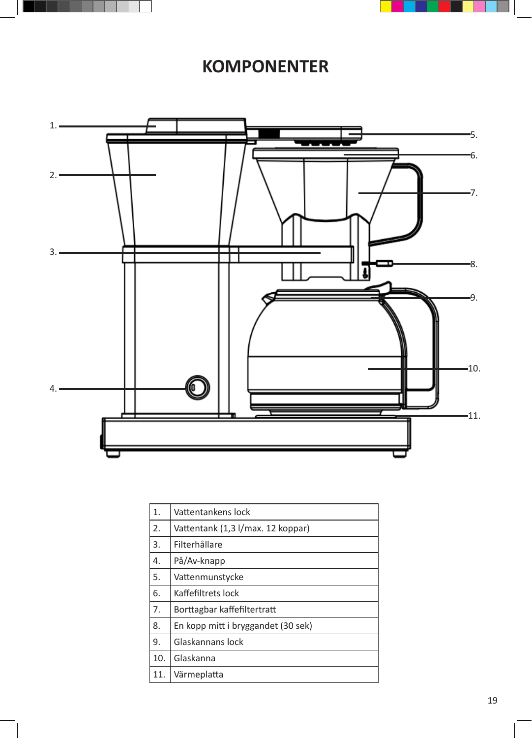# KOMPONENTER

| 1. | Vattentankens lock |
|---|---|
| 2. | Vattentank (1,3 l/max. 12 koppar) |
| 3. | Filterhållare |
| 4. | På/Av-knapp |
| 5. | Vattenmunstycke |
| 6. | Kaffefiltrets lock |
| 7. | Borttagbar kaffefiltertratt |
| 8. | En kopp mitt i bryggandet (30 sek) |
| 9. | Glaskannans lock |
| 10. | Glaskanna |
| 11. | Värmeplatta |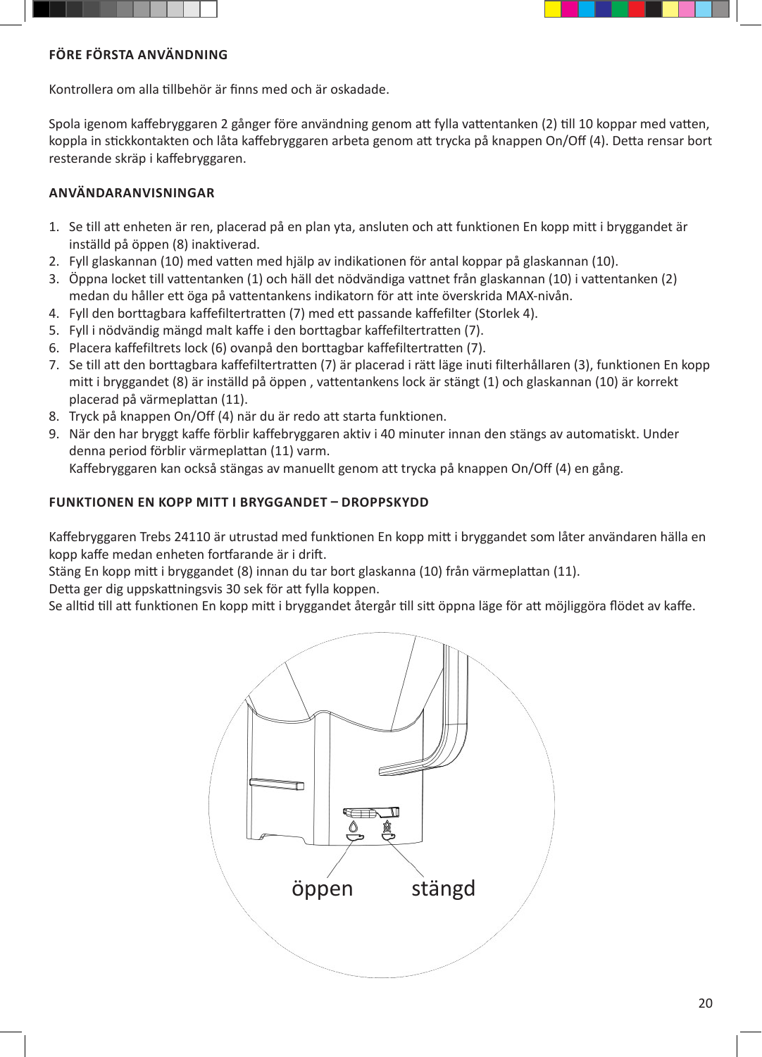## FÖRE FÖRSTA ANVÄNDNING

Kontrollera om alla tillbehör är finns med och är oskadade.

Spola igenom kaffebryggaren 2 gånger före användning genom att fylla vattentanken (2) till 10 koppar med vatten, koppla in stickkontakten och låta kaffebryggaren arbeta genom att trycka på knappen On/Off (4). Detta rensar bort resterande skräp i kaffebryggaren.

## ANVÄNDARANVISNINGAR

1. Se till att enheten är ren, placerad på en plan yta, ansluten och att funktionen En kopp mitt i bryggandet är inställd på öppen (8) inaktiverad.
2. Fyll glaskannan (10) med vatten med hjälp av indikationen för antal koppar på glaskannan (10).
3. Öppna locket till vattentanken (1) och häll det nödvändiga vattnet från glaskannan (10) i vattentanken (2) medan du håller ett öga på vattentankens indikatorn för att inte överskrida MAX-nivån.
4. Fyll den borttagbara kaffefiltertratten (7) med ett passande kaffefilter (Storlek 4).
5. Fyll i nödvändig mängd malt kaffe i den borttagbar kaffefiltertratten (7).
6. Placera kaffefiltrets lock (6) ovanpå den borttagbar kaffefiltertratten (7).
7. Se till att den borttagbara kaffefiltertratten (7) är placerad i rätt läge inuti filterhållaren (3), funktionen En kopp mitt i bryggandet (8) är inställd på öppen , vattentankens lock är stängt (1) och glaskannan (10) är korrekt placerad på värmeplattan (11).
8. Tryck på knappen On/Off (4) när du är redo att starta funktionen.
9. När den har bryggt kaffe förblir kaffebryggaren aktiv i 40 minuter innan den stängs av automatiskt. Under denna period förblir värmeplattan (11) varm.
   Kaffebryggaren kan också stängas av manuellt genom att trycka på knappen On/Off (4) en gång.

## FUNKTIONEN EN KOPP MITT I BRYGGANDET – DROPPSKYDD

Kaffebryggaren Trebs 24110 är utrustad med funktionen En kopp mitt i bryggandet som låter användaren hälla en kopp kaffe medan enheten fortfarande är i drift.
Stäng En kopp mitt i bryggandet (8) innan du tar bort glaskanna (10) från värmeplattan (11).
Detta ger dig uppskattningsvis 30 sek för att fylla koppen.
Se alltid till att funktionen En kopp mitt i bryggandet återgår till sitt öppna läge för att möjliggöra flödet av kaffe.

öppen stängd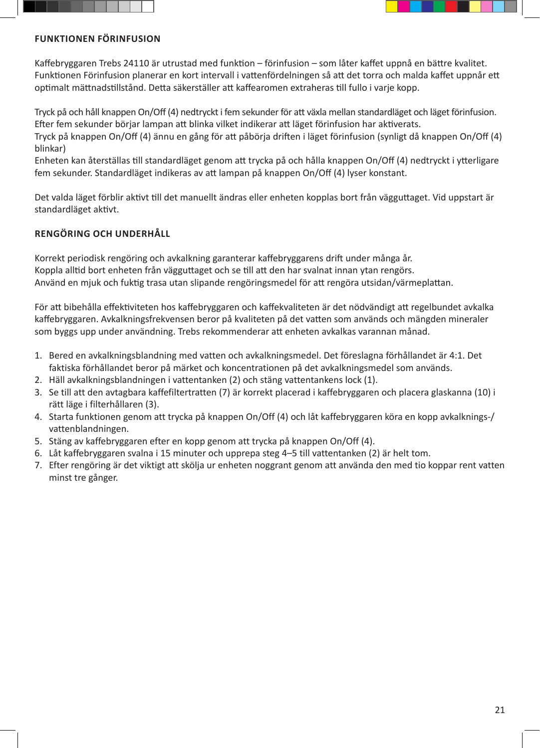## FUNKTIONEN FÖRINFUSION

Kaffebryggaren Trebs 24110 är utrustad med funktion – förinfusion – som låter kaffet uppnå en bättre kvalitet. Funktionen Förinfusion planerar en kort intervall i vattenfördelningen så att det torra och malda kaffet uppnår ett optimalt mättnadstillstånd. Detta säkerställer att kaffearomen extraheras till fullo i varje kopp.

Tryck på och håll knappen On/Off (4) nedtryckt i fem sekunder för att växla mellan standardläget och läget förinfusion. Efter fem sekunder börjar lampan att blinka vilket indikerar att läget förinfusion har aktiverats.
Tryck på knappen On/Off (4) ännu en gång för att påbörja driften i läget förinfusion (synligt då knappen On/Off (4) blinkar)
Enheten kan återställas till standardläget genom att trycka på och hålla knappen On/Off (4) nedtryckt i ytterligare fem sekunder. Standardläget indikeras av att lampan på knappen On/Off (4) lyser konstant.

Det valda läget förblir aktivt till det manuellt ändras eller enheten kopplas bort från vägguttaget. Vid uppstart är standardläget aktivt.

## RENGÖRING OCH UNDERHÅLL

Korrekt periodisk rengöring och avkalkning garanterar kaffebryggarens drift under många år.
Koppla alltid bort enheten från vägguttaget och se till att den har svalnat innan ytan rengörs.
Använd en mjuk och fuktig trasa utan slipande rengöringsmedel för att rengöra utsidan/värmeplattan.

För att bibehålla effektiviteten hos kaffebryggaren och kaffekvaliteten är det nödvändigt att regelbundet avkalka kaffebryggaren. Avkalkningsfrekvensen beror på kvaliteten på det vatten som används och mängden mineraler som byggs upp under användning. Trebs rekommenderar att enheten avkalkas varannan månad.

1. Bered en avkalkningsblandning med vatten och avkalkningsmedel. Det föreslagna förhållandet är 4:1. Det faktiska förhållandet beror på märket och koncentrationen på det avkalkningsmedel som används.
2. Häll avkalkningsblandningen i vattentanken (2) och stäng vattentankens lock (1).
3. Se till att den avtagbara kaffefiltertratten (7) är korrekt placerad i kaffebryggaren och placera glaskanna (10) i rätt läge i filterhållaren (3).
4. Starta funktionen genom att trycka på knappen On/Off (4) och låt kaffebryggaren köra en kopp avkalknings-/vattenblandningen.
5. Stäng av kaffebryggaren efter en kopp genom att trycka på knappen On/Off (4).
6. Låt kaffebryggaren svalna i 15 minuter och upprepa steg 4–5 till vattentanken (2) är helt tom.
7. Efter rengöring är det viktigt att skölja ur enheten noggrant genom att använda den med tio koppar rent vatten minst tre gånger.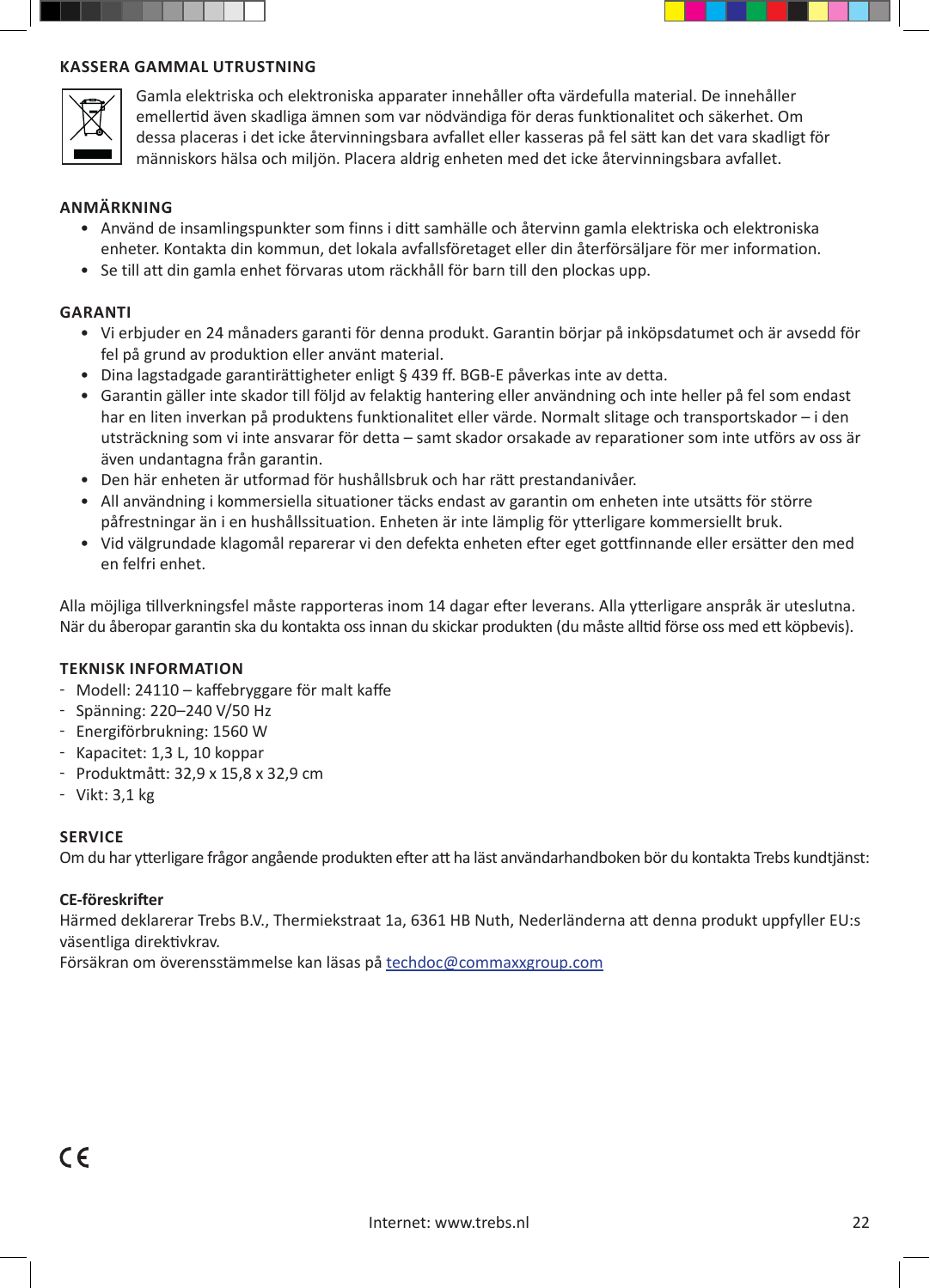## KASSERA GAMMAL UTRUSTNING

Gamla elektriska och elektroniska apparater innehåller ofta värdefulla material. De innehåller emellertid även skadliga ämnen som var nödvändiga för deras funktionalitet och säkerhet. Om dessa placeras i det icke återvinningsbara avfallet eller kasseras på fel sätt kan det vara skadligt för människors hälsa och miljön. Placera aldrig enheten med det icke återvinningsbara avfallet.

## ANMÄRKNING

- Använd de insamlingspunkter som finns i ditt samhälle och återvinn gamla elektriska och elektroniska enheter. Kontakta din kommun, det lokala avfallsföretaget eller din återförsäljare för mer information.
- Se till att din gamla enhet förvaras utom räckhåll för barn till den plockas upp.

## GARANTI

- Vi erbjuder en 24 månaders garanti för denna produkt. Garantin börjar på inköpsdatumet och är avsedd för fel på grund av produktion eller använt material.
- Dina lagstadgade garantirättigheter enligt § 439 ff. BGB-E påverkas inte av detta.
- Garantin gäller inte skador till följd av felaktig hantering eller användning och inte heller på fel som endast har en liten inverkan på produktens funktionalitet eller värde. Normalt slitage och transportskador – i den utsträckning som vi inte ansvarar för detta – samt skador orsakade av reparationer som inte utförs av oss är även undantagna från garantin.
- Den här enheten är utformad för hushållsbruk och har rätt prestandanivåer.
- All användning i kommersiella situationer täcks endast av garantin om enheten inte utsätts för större påfrestningar än i en hushållssituation. Enheten är inte lämplig för ytterligare kommersiellt bruk.
- Vid välgrundade klagomål reparerar vi den defekta enheten efter eget gottfinnande eller ersätter den med en felfri enhet.

Alla möjliga tillverkningsfel måste rapporteras inom 14 dagar efter leverans. Alla ytterligare anspråk är uteslutna. När du åberopar garantin ska du kontakta oss innan du skickar produkten (du måste alltid förse oss med ett köpbevis).

## TEKNISK INFORMATION

- Modell: 24110 – kaffebryggare för malt kaffe
- Spänning: 220–240 V/50 Hz
- Energiförbrukning: 1560 W
- Kapacitet: 1,3 L, 10 koppar
- Produktmått: 32,9 x 15,8 x 32,9 cm
- Vikt: 3,1 kg

## SERVICE

Om du har ytterligare frågor angående produkten efter att ha läst användarhandboken bör du kontakta Trebs kundtjänst:

**CE-föreskrifter**

Härmed deklarerar Trebs B.V., Thermiekstraat 1a, 6361 HB Nuth, Nederländerna att denna produkt uppfyller EU:s väsentliga direktivkrav.

Försäkran om överensstämmelse kan läsas på techdoc@commaxxgroup.com

CE

Internet: www.trebs.nl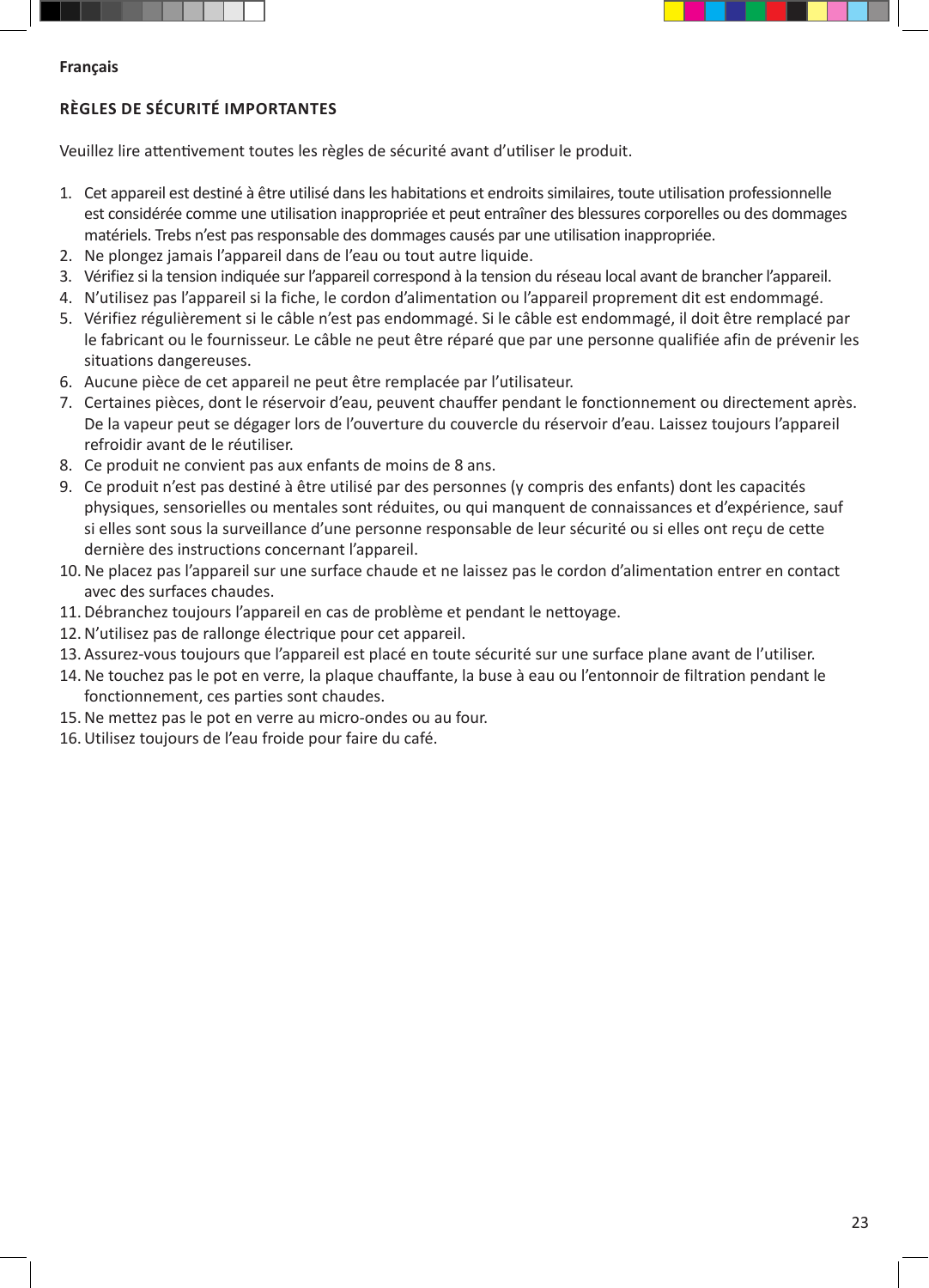**Français**

## RÈGLES DE SÉCURITÉ IMPORTANTES

Veuillez lire attentivement toutes les règles de sécurité avant d'utiliser le produit.

1. Cet appareil est destiné à être utilisé dans les habitations et endroits similaires, toute utilisation professionnelle est considérée comme une utilisation inappropriée et peut entraîner des blessures corporelles ou des dommages matériels. Trebs n'est pas responsable des dommages causés par une utilisation inappropriée.
2. Ne plongez jamais l'appareil dans de l'eau ou tout autre liquide.
3. Vérifiez si la tension indiquée sur l'appareil correspond à la tension du réseau local avant de brancher l'appareil.
4. N'utilisez pas l'appareil si la fiche, le cordon d'alimentation ou l'appareil proprement dit est endommagé.
5. Vérifiez régulièrement si le câble n'est pas endommagé. Si le câble est endommagé, il doit être remplacé par le fabricant ou le fournisseur. Le câble ne peut être réparé que par une personne qualifiée afin de prévenir les situations dangereuses.
6. Aucune pièce de cet appareil ne peut être remplacée par l'utilisateur.
7. Certaines pièces, dont le réservoir d'eau, peuvent chauffer pendant le fonctionnement ou directement après. De la vapeur peut se dégager lors de l'ouverture du couvercle du réservoir d'eau. Laissez toujours l'appareil refroidir avant de le réutiliser.
8. Ce produit ne convient pas aux enfants de moins de 8 ans.
9. Ce produit n'est pas destiné à être utilisé par des personnes (y compris des enfants) dont les capacités physiques, sensorielles ou mentales sont réduites, ou qui manquent de connaissances et d'expérience, sauf si elles sont sous la surveillance d'une personne responsable de leur sécurité ou si elles ont reçu de cette dernière des instructions concernant l'appareil.
10. Ne placez pas l'appareil sur une surface chaude et ne laissez pas le cordon d'alimentation entrer en contact avec des surfaces chaudes.
11. Débranchez toujours l'appareil en cas de problème et pendant le nettoyage.
12. N'utilisez pas de rallonge électrique pour cet appareil.
13. Assurez-vous toujours que l'appareil est placé en toute sécurité sur une surface plane avant de l'utiliser.
14. Ne touchez pas le pot en verre, la plaque chauffante, la buse à eau ou l'entonnoir de filtration pendant le fonctionnement, ces parties sont chaudes.
15. Ne mettez pas le pot en verre au micro-ondes ou au four.
16. Utilisez toujours de l'eau froide pour faire du café.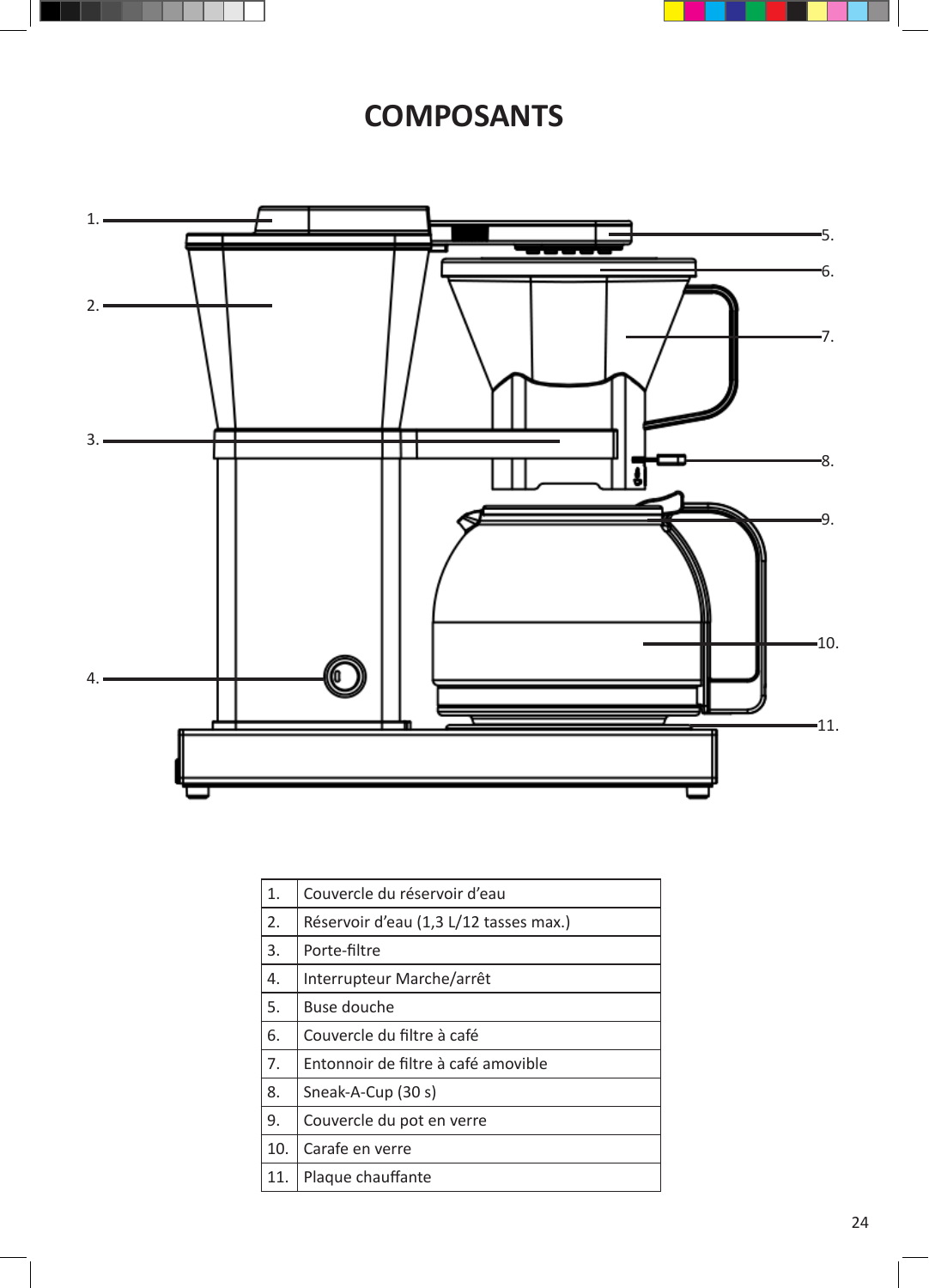# COMPOSANTS

| 1. | Couvercle du réservoir d’eau |
|---|---|
| 2. | Réservoir d’eau (1,3 L/12 tasses max.) |
| 3. | Porte-filtre |
| 4. | Interrupteur Marche/arrêt |
| 5. | Buse douche |
| 6. | Couvercle du filtre à café |
| 7. | Entonnoir de filtre à café amovible |
| 8. | Sneak-A-Cup (30 s) |
| 9. | Couvercle du pot en verre |
| 10. | Carafe en verre |
| 11. | Plaque chauffante |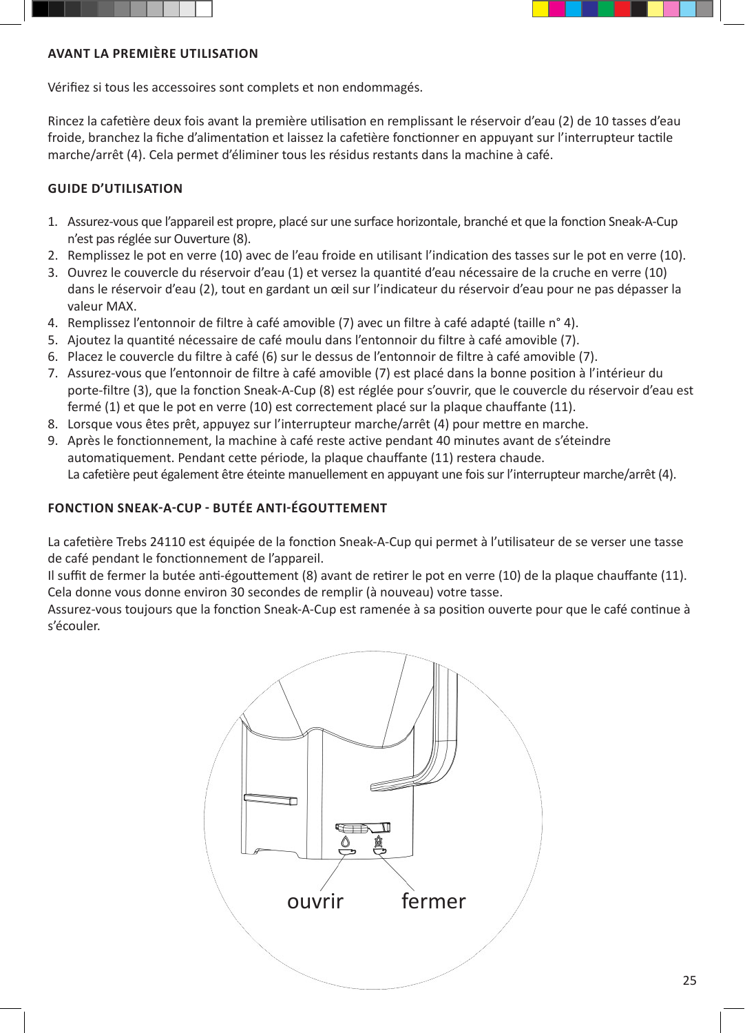## AVANT LA PREMIÈRE UTILISATION

Vérifiez si tous les accessoires sont complets et non endommagés.

Rincez la cafetière deux fois avant la première utilisation en remplissant le réservoir d'eau (2) de 10 tasses d'eau froide, branchez la fiche d'alimentation et laissez la cafetière fonctionner en appuyant sur l'interrupteur tactile marche/arrêt (4). Cela permet d'éliminer tous les résidus restants dans la machine à café.

## GUIDE D'UTILISATION

1. Assurez-vous que l'appareil est propre, placé sur une surface horizontale, branché et que la fonction Sneak-A-Cup n'est pas réglée sur Ouverture (8).
2. Remplissez le pot en verre (10) avec de l'eau froide en utilisant l'indication des tasses sur le pot en verre (10).
3. Ouvrez le couvercle du réservoir d'eau (1) et versez la quantité d'eau nécessaire de la cruche en verre (10) dans le réservoir d'eau (2), tout en gardant un œil sur l'indicateur du réservoir d'eau pour ne pas dépasser la valeur MAX.
4. Remplissez l'entonnoir de filtre à café amovible (7) avec un filtre à café adapté (taille n° 4).
5. Ajoutez la quantité nécessaire de café moulu dans l'entonnoir du filtre à café amovible (7).
6. Placez le couvercle du filtre à café (6) sur le dessus de l'entonnoir de filtre à café amovible (7).
7. Assurez-vous que l'entonnoir de filtre à café amovible (7) est placé dans la bonne position à l'intérieur du porte-filtre (3), que la fonction Sneak-A-Cup (8) est réglée pour s'ouvrir, que le couvercle du réservoir d'eau est fermé (1) et que le pot en verre (10) est correctement placé sur la plaque chauffante (11).
8. Lorsque vous êtes prêt, appuyez sur l'interrupteur marche/arrêt (4) pour mettre en marche.
9. Après le fonctionnement, la machine à café reste active pendant 40 minutes avant de s'éteindre automatiquement. Pendant cette période, la plaque chauffante (11) restera chaude.
   La cafetière peut également être éteinte manuellement en appuyant une fois sur l'interrupteur marche/arrêt (4).

## FONCTION SNEAK-A-CUP - BUTÉE ANTI-ÉGOUTTEMENT

La cafetière Trebs 24110 est équipée de la fonction Sneak-A-Cup qui permet à l'utilisateur de se verser une tasse de café pendant le fonctionnement de l'appareil.
Il suffit de fermer la butée anti-égouttement (8) avant de retirer le pot en verre (10) de la plaque chauffante (11). Cela donne vous donne environ 30 secondes de remplir (à nouveau) votre tasse.
Assurez-vous toujours que la fonction Sneak-A-Cup est ramenée à sa position ouverte pour que le café continue à s'écouler.

ouvrir fermer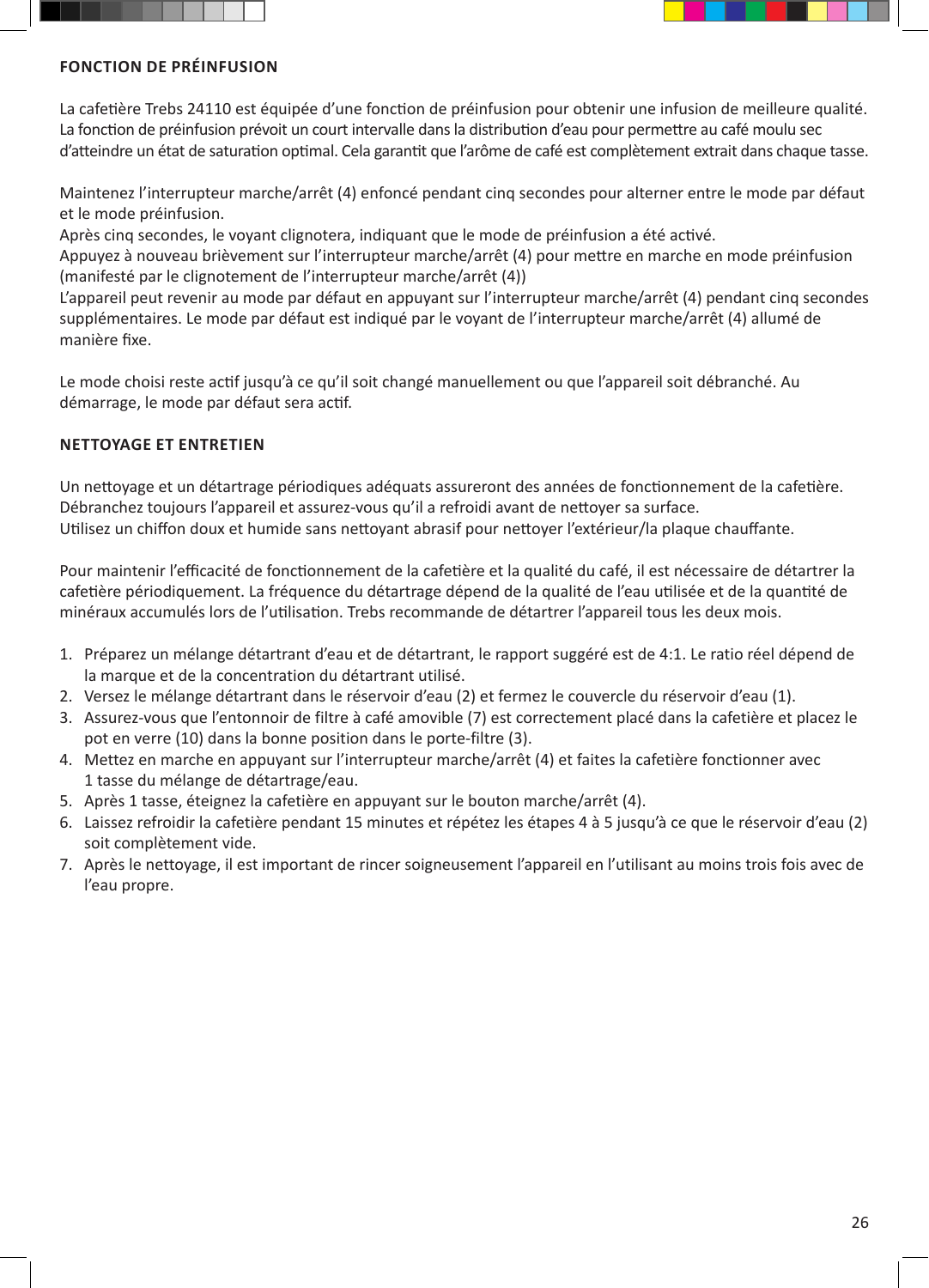## FONCTION DE PRÉINFUSION

La cafetière Trebs 24110 est équipée d'une fonction de préinfusion pour obtenir une infusion de meilleure qualité. La fonction de préinfusion prévoit un court intervalle dans la distribution d'eau pour permettre au café moulu sec d'atteindre un état de saturation optimal. Cela garantit que l'arôme de café est complètement extrait dans chaque tasse.

Maintenez l'interrupteur marche/arrêt (4) enfoncé pendant cinq secondes pour alterner entre le mode par défaut et le mode préinfusion.
Après cinq secondes, le voyant clignotera, indiquant que le mode de préinfusion a été activé.
Appuyez à nouveau brièvement sur l'interrupteur marche/arrêt (4) pour mettre en marche en mode préinfusion (manifesté par le clignotement de l'interrupteur marche/arrêt (4))
L'appareil peut revenir au mode par défaut en appuyant sur l'interrupteur marche/arrêt (4) pendant cinq secondes supplémentaires. Le mode par défaut est indiqué par le voyant de l'interrupteur marche/arrêt (4) allumé de manière fixe.

Le mode choisi reste actif jusqu'à ce qu'il soit changé manuellement ou que l'appareil soit débranché. Au démarrage, le mode par défaut sera actif.

## NETTOYAGE ET ENTRETIEN

Un nettoyage et un détartrage périodiques adéquats assureront des années de fonctionnement de la cafetière.
Débranchez toujours l'appareil et assurez-vous qu'il a refroidi avant de nettoyer sa surface.
Utilisez un chiffon doux et humide sans nettoyant abrasif pour nettoyer l'extérieur/la plaque chauffante.

Pour maintenir l'efficacité de fonctionnement de la cafetière et la qualité du café, il est nécessaire de détartrer la cafetière périodiquement. La fréquence du détartrage dépend de la qualité de l'eau utilisée et de la quantité de minéraux accumulés lors de l'utilisation. Trebs recommande de détartrer l'appareil tous les deux mois.

1. Préparez un mélange détartrant d'eau et de détartrant, le rapport suggéré est de 4:1. Le ratio réel dépend de la marque et de la concentration du détartrant utilisé.
2. Versez le mélange détartrant dans le réservoir d'eau (2) et fermez le couvercle du réservoir d'eau (1).
3. Assurez-vous que l'entonnoir de filtre à café amovible (7) est correctement placé dans la cafetière et placez le pot en verre (10) dans la bonne position dans le porte-filtre (3).
4. Mettez en marche en appuyant sur l'interrupteur marche/arrêt (4) et faites la cafetière fonctionner avec 1 tasse du mélange de détartrage/eau.
5. Après 1 tasse, éteignez la cafetière en appuyant sur le bouton marche/arrêt (4).
6. Laissez refroidir la cafetière pendant 15 minutes et répétez les étapes 4 à 5 jusqu'à ce que le réservoir d'eau (2) soit complètement vide.
7. Après le nettoyage, il est important de rincer soigneusement l'appareil en l'utilisant au moins trois fois avec de l'eau propre.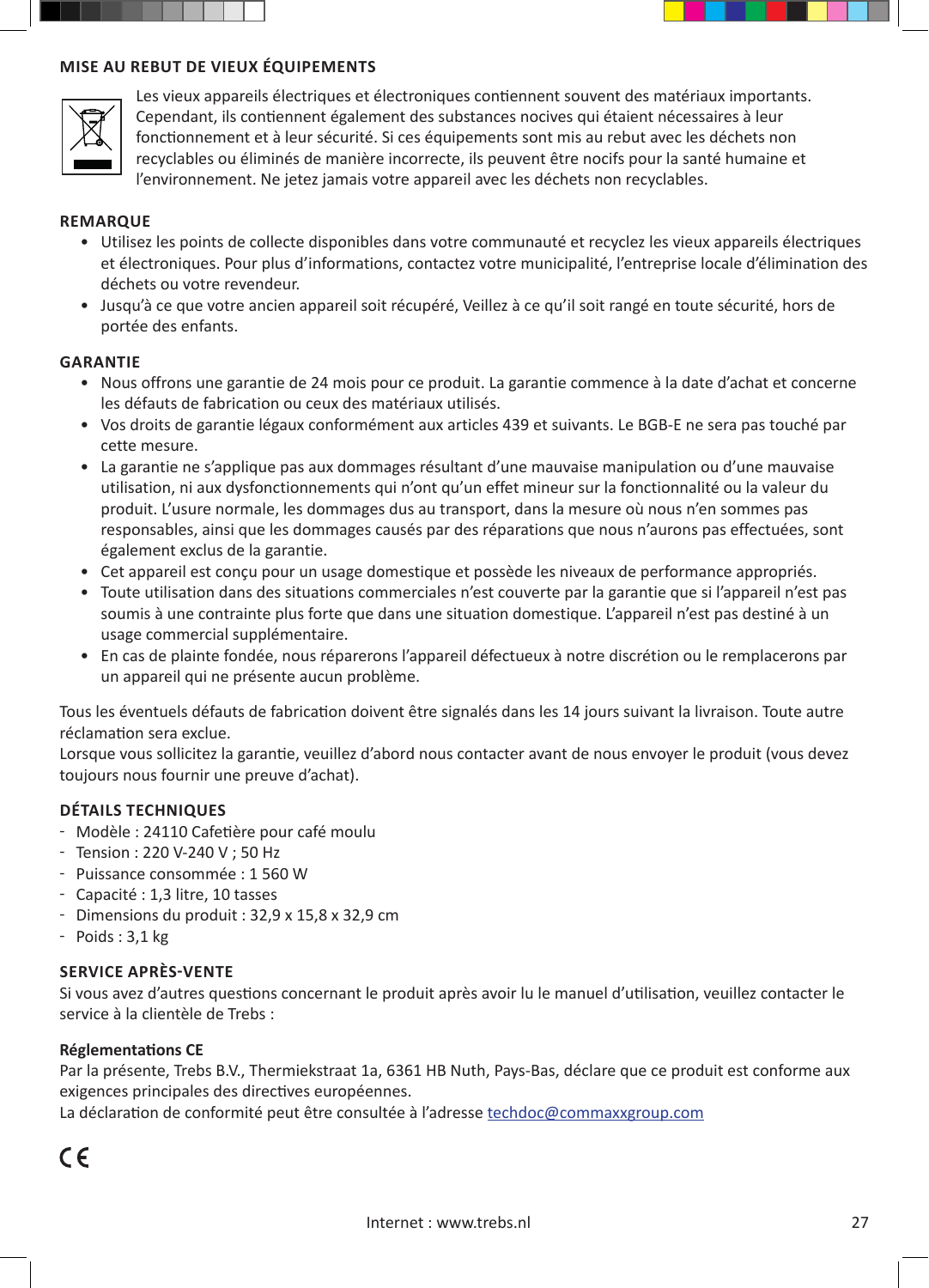## MISE AU REBUT DE VIEUX ÉQUIPEMENTS

Les vieux appareils électriques et électroniques contiennent souvent des matériaux importants. Cependant, ils contiennent également des substances nocives qui étaient nécessaires à leur fonctionnement et à leur sécurité. Si ces équipements sont mis au rebut avec les déchets non recyclables ou éliminés de manière incorrecte, ils peuvent être nocifs pour la santé humaine et l'environnement. Ne jetez jamais votre appareil avec les déchets non recyclables.

## REMARQUE

- Utilisez les points de collecte disponibles dans votre communauté et recyclez les vieux appareils électriques et électroniques. Pour plus d'informations, contactez votre municipalité, l'entreprise locale d'élimination des déchets ou votre revendeur.
- Jusqu'à ce que votre ancien appareil soit récupéré, Veillez à ce qu'il soit rangé en toute sécurité, hors de portée des enfants.

## GARANTIE

- Nous offrons une garantie de 24 mois pour ce produit. La garantie commence à la date d'achat et concerne les défauts de fabrication ou ceux des matériaux utilisés.
- Vos droits de garantie légaux conformément aux articles 439 et suivants. Le BGB-E ne sera pas touché par cette mesure.
- La garantie ne s'applique pas aux dommages résultant d'une mauvaise manipulation ou d'une mauvaise utilisation, ni aux dysfonctionnements qui n'ont qu'un effet mineur sur la fonctionnalité ou la valeur du produit. L'usure normale, les dommages dus au transport, dans la mesure où nous n'en sommes pas responsables, ainsi que les dommages causés par des réparations que nous n'aurons pas effectuées, sont également exclus de la garantie.
- Cet appareil est conçu pour un usage domestique et possède les niveaux de performance appropriés.
- Toute utilisation dans des situations commerciales n'est couverte par la garantie que si l'appareil n'est pas soumis à une contrainte plus forte que dans une situation domestique. L'appareil n'est pas destiné à un usage commercial supplémentaire.
- En cas de plainte fondée, nous réparerons l'appareil défectueux à notre discrétion ou le remplacerons par un appareil qui ne présente aucun problème.

Tous les éventuels défauts de fabrication doivent être signalés dans les 14 jours suivant la livraison. Toute autre réclamation sera exclue.
Lorsque vous sollicitez la garantie, veuillez d'abord nous contacter avant de nous envoyer le produit (vous devez toujours nous fournir une preuve d'achat).

## DÉTAILS TECHNIQUES

- Modèle : 24110 Cafetière pour café moulu
- Tension : 220 V-240 V ; 50 Hz
- Puissance consommée : 1 560 W
- Capacité : 1,3 litre, 10 tasses
- Dimensions du produit : 32,9 x 15,8 x 32,9 cm
- Poids : 3,1 kg

## SERVICE APRÈS-VENTE

Si vous avez d'autres questions concernant le produit après avoir lu le manuel d'utilisation, veuillez contacter le service à la clientèle de Trebs :

**Réglementations CE**

Par la présente, Trebs B.V., Thermiekstraat 1a, 6361 HB Nuth, Pays-Bas, déclare que ce produit est conforme aux exigences principales des directives européennes.
La déclaration de conformité peut être consultée à l'adresse techdoc@commaxxgroup.com

CE

Internet : www.trebs.nl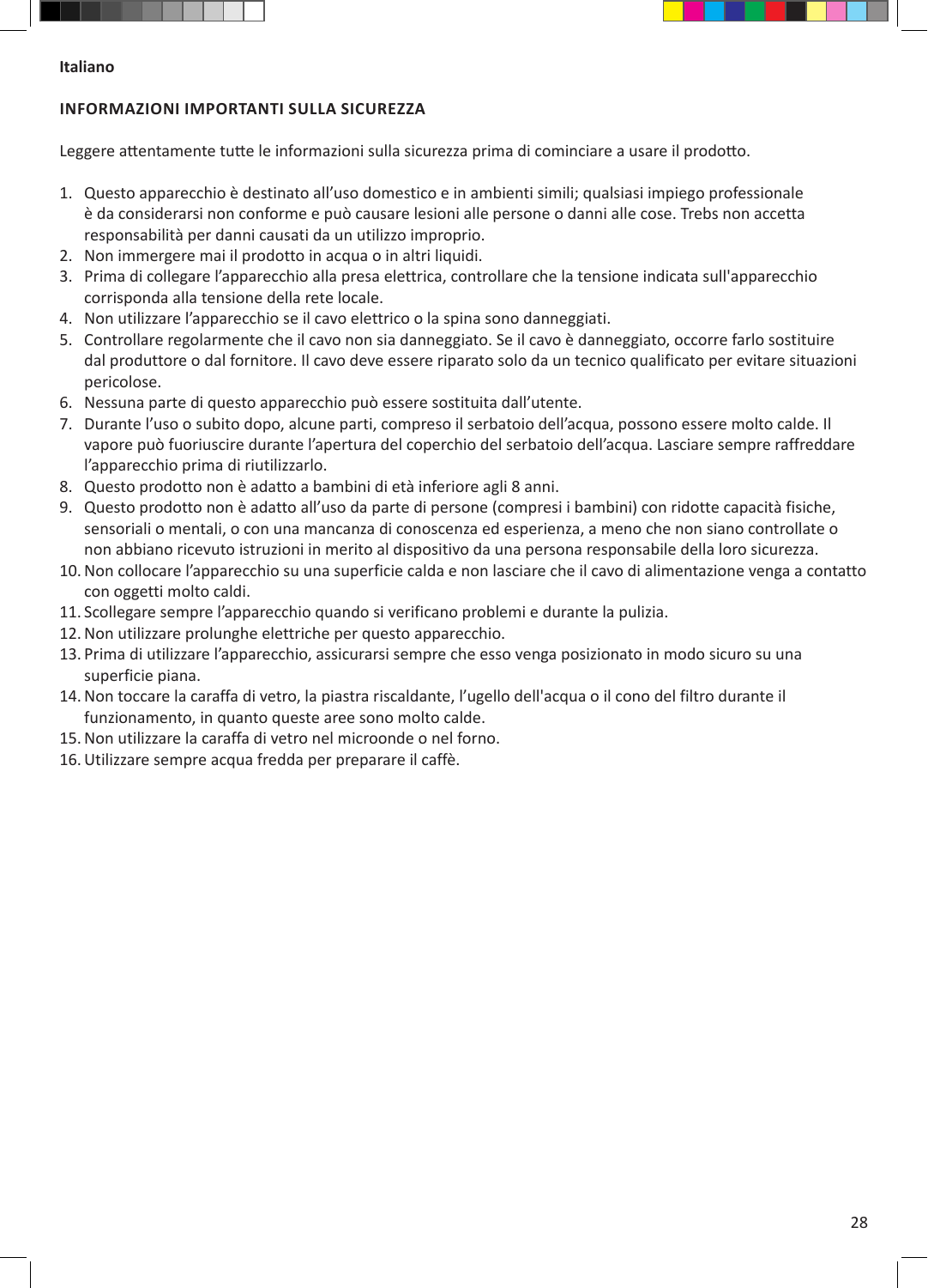**Italiano**

## INFORMAZIONI IMPORTANTI SULLA SICUREZZA

Leggere attentamente tutte le informazioni sulla sicurezza prima di cominciare a usare il prodotto.

1. Questo apparecchio è destinato all'uso domestico e in ambienti simili; qualsiasi impiego professionale è da considerarsi non conforme e può causare lesioni alle persone o danni alle cose. Trebs non accetta responsabilità per danni causati da un utilizzo improprio.
2. Non immergere mai il prodotto in acqua o in altri liquidi.
3. Prima di collegare l'apparecchio alla presa elettrica, controllare che la tensione indicata sull'apparecchio corrisponda alla tensione della rete locale.
4. Non utilizzare l'apparecchio se il cavo elettrico o la spina sono danneggiati.
5. Controllare regolarmente che il cavo non sia danneggiato. Se il cavo è danneggiato, occorre farlo sostituire dal produttore o dal fornitore. Il cavo deve essere riparato solo da un tecnico qualificato per evitare situazioni pericolose.
6. Nessuna parte di questo apparecchio può essere sostituita dall'utente.
7. Durante l'uso o subito dopo, alcune parti, compreso il serbatoio dell'acqua, possono essere molto calde. Il vapore può fuoriuscire durante l'apertura del coperchio del serbatoio dell'acqua. Lasciare sempre raffreddare l'apparecchio prima di riutilizzarlo.
8. Questo prodotto non è adatto a bambini di età inferiore agli 8 anni.
9. Questo prodotto non è adatto all'uso da parte di persone (compresi i bambini) con ridotte capacità fisiche, sensoriali o mentali, o con una mancanza di conoscenza ed esperienza, a meno che non siano controllate o non abbiano ricevuto istruzioni in merito al dispositivo da una persona responsabile della loro sicurezza.
10. Non collocare l'apparecchio su una superficie calda e non lasciare che il cavo di alimentazione venga a contatto con oggetti molto caldi.
11. Scollegare sempre l'apparecchio quando si verificano problemi e durante la pulizia.
12. Non utilizzare prolunghe elettriche per questo apparecchio.
13. Prima di utilizzare l'apparecchio, assicurarsi sempre che esso venga posizionato in modo sicuro su una superficie piana.
14. Non toccare la caraffa di vetro, la piastra riscaldante, l'ugello dell'acqua o il cono del filtro durante il funzionamento, in quanto queste aree sono molto calde.
15. Non utilizzare la caraffa di vetro nel microonde o nel forno.
16. Utilizzare sempre acqua fredda per preparare il caffè.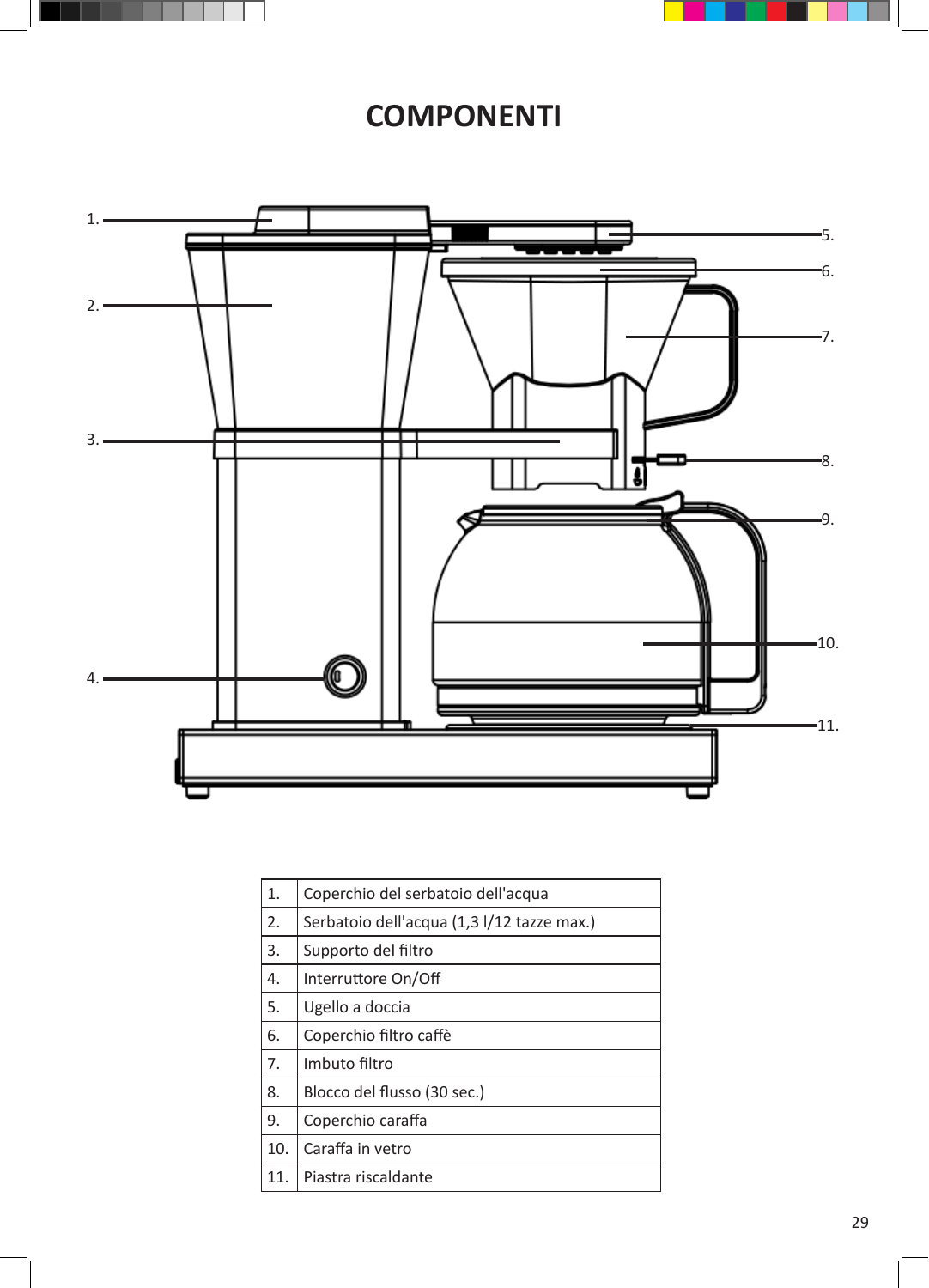# COMPONENTI

| 1. | Coperchio del serbatoio dell'acqua |
|---|---|
| 2. | Serbatoio dell'acqua (1,3 l/12 tazze max.) |
| 3. | Supporto del filtro |
| 4. | Interruttore On/Off |
| 5. | Ugello a doccia |
| 6. | Coperchio filtro caffè |
| 7. | Imbuto filtro |
| 8. | Blocco del flusso (30 sec.) |
| 9. | Coperchio caraffa |
| 10. | Caraffa in vetro |
| 11. | Piastra riscaldante |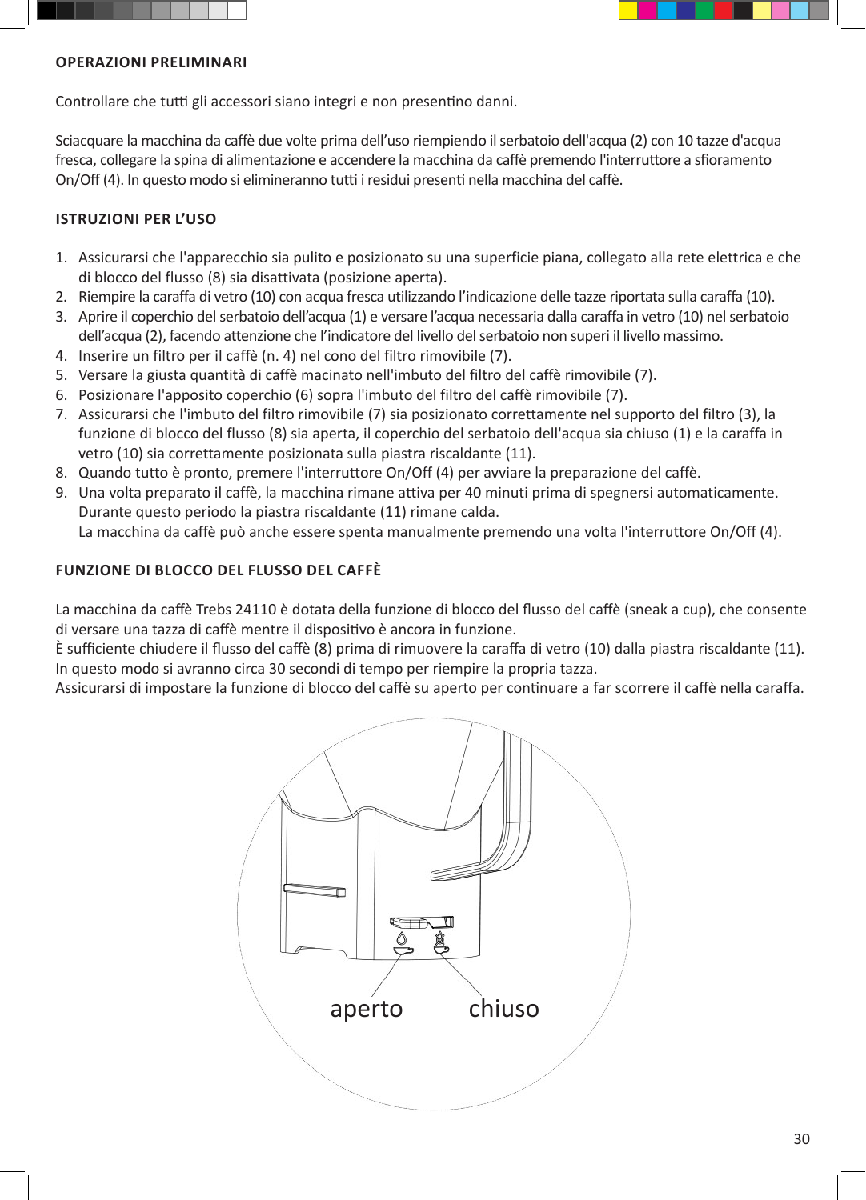## OPERAZIONI PRELIMINARI

Controllare che tutti gli accessori siano integri e non presentino danni.

Sciacquare la macchina da caffè due volte prima dell'uso riempiendo il serbatoio dell'acqua (2) con 10 tazze d'acqua fresca, collegare la spina di alimentazione e accendere la macchina da caffè premendo l'interruttore a sfioramento On/Off (4). In questo modo si elimineranno tutti i residui presenti nella macchina del caffè.

## ISTRUZIONI PER L'USO

1. Assicurarsi che l'apparecchio sia pulito e posizionato su una superficie piana, collegato alla rete elettrica e che di blocco del flusso (8) sia disattivata (posizione aperta).
2. Riempire la caraffa di vetro (10) con acqua fresca utilizzando l'indicazione delle tazze riportata sulla caraffa (10).
3. Aprire il coperchio del serbatoio dell'acqua (1) e versare l'acqua necessaria dalla caraffa in vetro (10) nel serbatoio dell'acqua (2), facendo attenzione che l'indicatore del livello del serbatoio non superi il livello massimo.
4. Inserire un filtro per il caffè (n. 4) nel cono del filtro rimovibile (7).
5. Versare la giusta quantità di caffè macinato nell'imbuto del filtro del caffè rimovibile (7).
6. Posizionare l'apposito coperchio (6) sopra l'imbuto del filtro del caffè rimovibile (7).
7. Assicurarsi che l'imbuto del filtro rimovibile (7) sia posizionato correttamente nel supporto del filtro (3), la funzione di blocco del flusso (8) sia aperta, il coperchio del serbatoio dell'acqua sia chiuso (1) e la caraffa in vetro (10) sia correttamente posizionata sulla piastra riscaldante (11).
8. Quando tutto è pronto, premere l'interruttore On/Off (4) per avviare la preparazione del caffè.
9. Una volta preparato il caffè, la macchina rimane attiva per 40 minuti prima di spegnersi automaticamente. Durante questo periodo la piastra riscaldante (11) rimane calda.
   La macchina da caffè può anche essere spenta manualmente premendo una volta l'interruttore On/Off (4).

## FUNZIONE DI BLOCCO DEL FLUSSO DEL CAFFÈ

La macchina da caffè Trebs 24110 è dotata della funzione di blocco del flusso del caffè (sneak a cup), che consente di versare una tazza di caffè mentre il dispositivo è ancora in funzione.
È sufficiente chiudere il flusso del caffè (8) prima di rimuovere la caraffa di vetro (10) dalla piastra riscaldante (11). In questo modo si avranno circa 30 secondi di tempo per riempire la propria tazza.
Assicurarsi di impostare la funzione di blocco del caffè su aperto per continuare a far scorrere il caffè nella caraffa.

aperto chiuso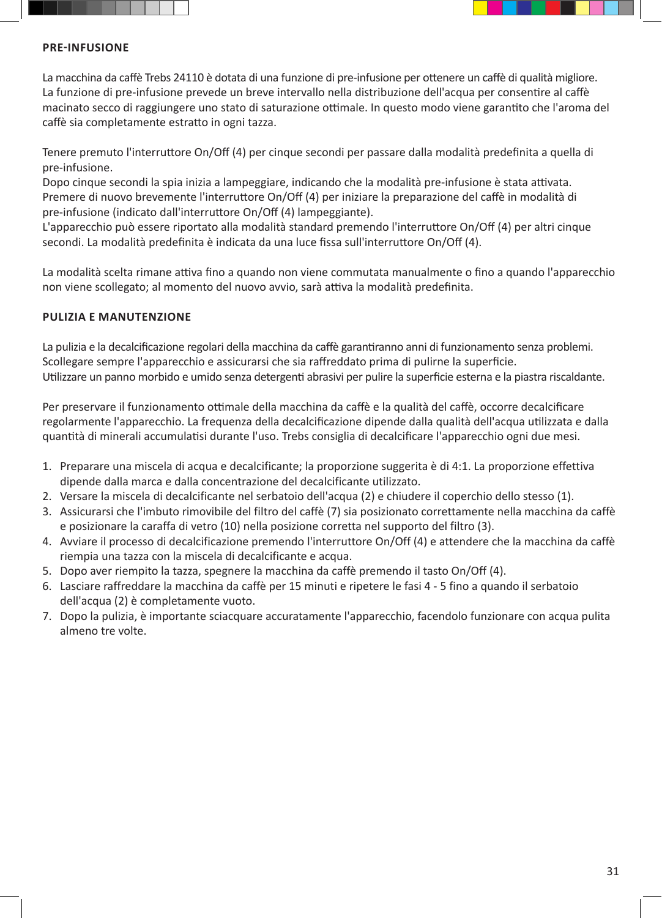## PRE-INFUSIONE

La macchina da caffè Trebs 24110 è dotata di una funzione di pre-infusione per ottenere un caffè di qualità migliore. La funzione di pre-infusione prevede un breve intervallo nella distribuzione dell'acqua per consentire al caffè macinato secco di raggiungere uno stato di saturazione ottimale. In questo modo viene garantito che l'aroma del caffè sia completamente estratto in ogni tazza.

Tenere premuto l'interruttore On/Off (4) per cinque secondi per passare dalla modalità predefinita a quella di pre-infusione.
Dopo cinque secondi la spia inizia a lampeggiare, indicando che la modalità pre-infusione è stata attivata.
Premere di nuovo brevemente l'interruttore On/Off (4) per iniziare la preparazione del caffè in modalità di pre-infusione (indicato dall'interruttore On/Off (4) lampeggiante).
L'apparecchio può essere riportato alla modalità standard premendo l'interruttore On/Off (4) per altri cinque secondi. La modalità predefinita è indicata da una luce fissa sull'interruttore On/Off (4).

La modalità scelta rimane attiva fino a quando non viene commutata manualmente o fino a quando l'apparecchio non viene scollegato; al momento del nuovo avvio, sarà attiva la modalità predefinita.

## PULIZIA E MANUTENZIONE

La pulizia e la decalcificazione regolari della macchina da caffè garantiranno anni di funzionamento senza problemi.
Scollegare sempre l'apparecchio e assicurarsi che sia raffreddato prima di pulirne la superficie.
Utilizzare un panno morbido e umido senza detergenti abrasivi per pulire la superficie esterna e la piastra riscaldante.

Per preservare il funzionamento ottimale della macchina da caffè e la qualità del caffè, occorre decalcificare regolarmente l'apparecchio. La frequenza della decalcificazione dipende dalla qualità dell'acqua utilizzata e dalla quantità di minerali accumulatisi durante l'uso. Trebs consiglia di decalcificare l'apparecchio ogni due mesi.

1. Preparare una miscela di acqua e decalcificante; la proporzione suggerita è di 4:1. La proporzione effettiva dipende dalla marca e dalla concentrazione del decalcificante utilizzato.
2. Versare la miscela di decalcificante nel serbatoio dell'acqua (2) e chiudere il coperchio dello stesso (1).
3. Assicurarsi che l'imbuto rimovibile del filtro del caffè (7) sia posizionato correttamente nella macchina da caffè e posizionare la caraffa di vetro (10) nella posizione corretta nel supporto del filtro (3).
4. Avviare il processo di decalcificazione premendo l'interruttore On/Off (4) e attendere che la macchina da caffè riempia una tazza con la miscela di decalcificante e acqua.
5. Dopo aver riempito la tazza, spegnere la macchina da caffè premendo il tasto On/Off (4).
6. Lasciare raffreddare la macchina da caffè per 15 minuti e ripetere le fasi 4 - 5 fino a quando il serbatoio dell'acqua (2) è completamente vuoto.
7. Dopo la pulizia, è importante sciacquare accuratamente l'apparecchio, facendolo funzionare con acqua pulita almeno tre volte.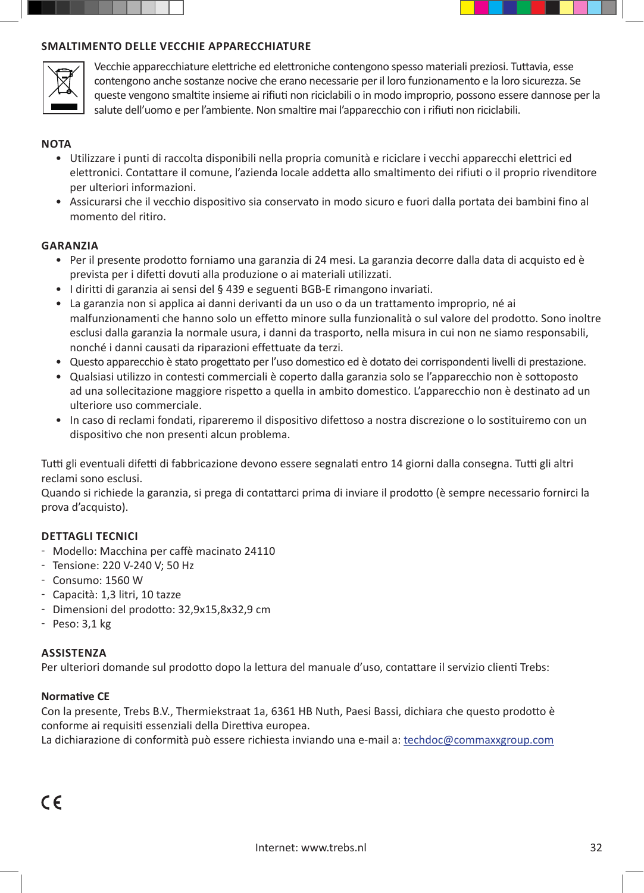## SMALTIMENTO DELLE VECCHIE APPARECCHIATURE

Vecchie apparecchiature elettriche ed elettroniche contengono spesso materiali preziosi. Tuttavia, esse contengono anche sostanze nocive che erano necessarie per il loro funzionamento e la loro sicurezza. Se queste vengono smaltite insieme ai rifiuti non riciclabili o in modo improprio, possono essere dannose per la salute dell'uomo e per l'ambiente. Non smaltire mai l'apparecchio con i rifiuti non riciclabili.

## NOTA

- Utilizzare i punti di raccolta disponibili nella propria comunità e riciclare i vecchi apparecchi elettrici ed elettronici. Contattare il comune, l'azienda locale addetta allo smaltimento dei rifiuti o il proprio rivenditore per ulteriori informazioni.
- Assicurarsi che il vecchio dispositivo sia conservato in modo sicuro e fuori dalla portata dei bambini fino al momento del ritiro.

## GARANZIA

- Per il presente prodotto forniamo una garanzia di 24 mesi. La garanzia decorre dalla data di acquisto ed è prevista per i difetti dovuti alla produzione o ai materiali utilizzati.
- I diritti di garanzia ai sensi del § 439 e seguenti BGB-E rimangono invariati.
- La garanzia non si applica ai danni derivanti da un uso o da un trattamento improprio, né ai malfunzionamenti che hanno solo un effetto minore sulla funzionalità o sul valore del prodotto. Sono inoltre esclusi dalla garanzia la normale usura, i danni da trasporto, nella misura in cui non ne siamo responsabili, nonché i danni causati da riparazioni effettuate da terzi.
- Questo apparecchio è stato progettato per l'uso domestico ed è dotato dei corrispondenti livelli di prestazione.
- Qualsiasi utilizzo in contesti commerciali è coperto dalla garanzia solo se l'apparecchio non è sottoposto ad una sollecitazione maggiore rispetto a quella in ambito domestico. L'apparecchio non è destinato ad un ulteriore uso commerciale.
- In caso di reclami fondati, ripareremo il dispositivo difettoso a nostra discrezione o lo sostituiremo con un dispositivo che non presenti alcun problema.

Tutti gli eventuali difetti di fabbricazione devono essere segnalati entro 14 giorni dalla consegna. Tutti gli altri reclami sono esclusi.
Quando si richiede la garanzia, si prega di contattarci prima di inviare il prodotto (è sempre necessario fornirci la prova d'acquisto).

## DETTAGLI TECNICI

- Modello: Macchina per caffè macinato 24110
- Tensione: 220 V-240 V; 50 Hz
- Consumo: 1560 W
- Capacità: 1,3 litri, 10 tazze
- Dimensioni del prodotto: 32,9x15,8x32,9 cm
- Peso: 3,1 kg

## ASSISTENZA

Per ulteriori domande sul prodotto dopo la lettura del manuale d'uso, contattare il servizio clienti Trebs:

**Normative CE**

Con la presente, Trebs B.V., Thermiekstraat 1a, 6361 HB Nuth, Paesi Bassi, dichiara che questo prodotto è conforme ai requisiti essenziali della Direttiva europea.
La dichiarazione di conformità può essere richiesta inviando una e-mail a: techdoc@commaxxgroup.com

CE

Internet: www.trebs.nl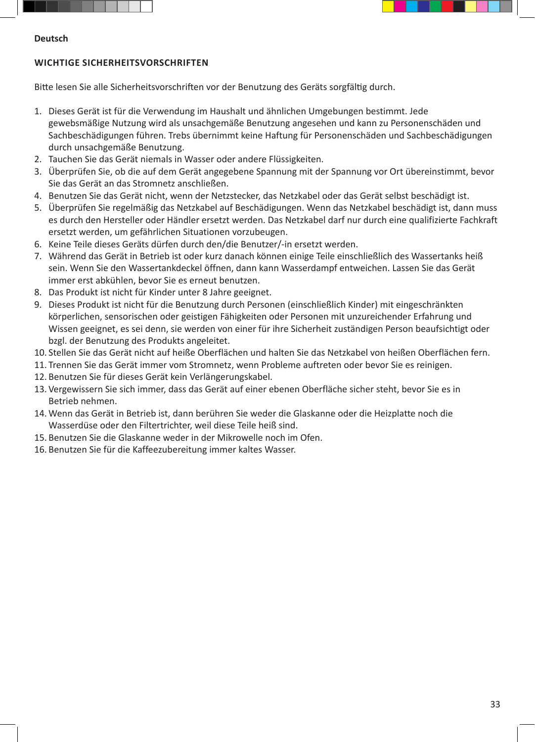Deutsch

## WICHTIGE SICHERHEITSVORSCHRIFTEN

Bitte lesen Sie alle Sicherheitsvorschriften vor der Benutzung des Geräts sorgfältig durch.

1. Dieses Gerät ist für die Verwendung im Haushalt und ähnlichen Umgebungen bestimmt. Jede gewebsmäßige Nutzung wird als unsachgemäße Benutzung angesehen und kann zu Personenschäden und Sachbeschädigungen führen. Trebs übernimmt keine Haftung für Personenschäden und Sachbeschädigungen durch unsachgemäße Benutzung.
2. Tauchen Sie das Gerät niemals in Wasser oder andere Flüssigkeiten.
3. Überprüfen Sie, ob die auf dem Gerät angegebene Spannung mit der Spannung vor Ort übereinstimmt, bevor Sie das Gerät an das Stromnetz anschließen.
4. Benutzen Sie das Gerät nicht, wenn der Netzstecker, das Netzkabel oder das Gerät selbst beschädigt ist.
5. Überprüfen Sie regelmäßig das Netzkabel auf Beschädigungen. Wenn das Netzkabel beschädigt ist, dann muss es durch den Hersteller oder Händler ersetzt werden. Das Netzkabel darf nur durch eine qualifizierte Fachkraft ersetzt werden, um gefährlichen Situationen vorzubeugen.
6. Keine Teile dieses Geräts dürfen durch den/die Benutzer/-in ersetzt werden.
7. Während das Gerät in Betrieb ist oder kurz danach können einige Teile einschließlich des Wassertanks heiß sein. Wenn Sie den Wassertankdeckel öffnen, dann kann Wasserdampf entweichen. Lassen Sie das Gerät immer erst abkühlen, bevor Sie es erneut benutzen.
8. Das Produkt ist nicht für Kinder unter 8 Jahre geeignet.
9. Dieses Produkt ist nicht für die Benutzung durch Personen (einschließlich Kinder) mit eingeschränkten körperlichen, sensorischen oder geistigen Fähigkeiten oder Personen mit unzureichender Erfahrung und Wissen geeignet, es sei denn, sie werden von einer für ihre Sicherheit zuständigen Person beaufsichtigt oder bzgl. der Benutzung des Produkts angeleitet.
10. Stellen Sie das Gerät nicht auf heiße Oberflächen und halten Sie das Netzkabel von heißen Oberflächen fern.
11. Trennen Sie das Gerät immer vom Stromnetz, wenn Probleme auftreten oder bevor Sie es reinigen.
12. Benutzen Sie für dieses Gerät kein Verlängerungskabel.
13. Vergewissern Sie sich immer, dass das Gerät auf einer ebenen Oberfläche sicher steht, bevor Sie es in Betrieb nehmen.
14. Wenn das Gerät in Betrieb ist, dann berühren Sie weder die Glaskanne oder die Heizplatte noch die Wasserdüse oder den Filtertrichter, weil diese Teile heiß sind.
15. Benutzen Sie die Glaskanne weder in der Mikrowelle noch im Ofen.
16. Benutzen Sie für die Kaffeezubereitung immer kaltes Wasser.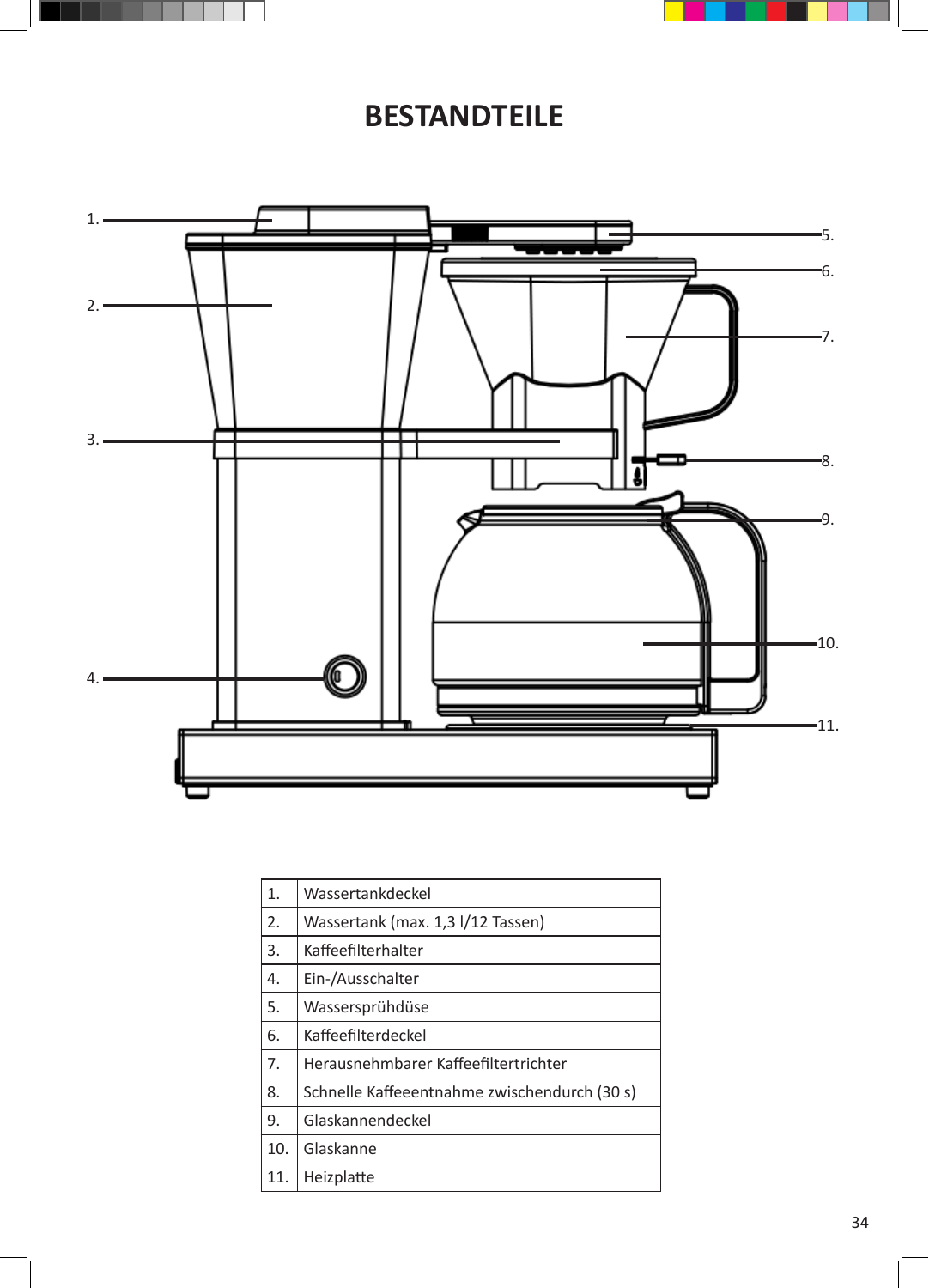# BESTANDTEILE

| 1. | Wassertankdeckel |
|---|---|
| 2. | Wassertank (max. 1,3 l/12 Tassen) |
| 3. | Kaffeefilterhalter |
| 4. | Ein-/Ausschalter |
| 5. | Wassersprühdüse |
| 6. | Kaffeefilterdeckel |
| 7. | Herausnehmbarer Kaffeefiltertrichter |
| 8. | Schnelle Kaffeeentnahme zwischendurch (30 s) |
| 9. | Glaskannendeckel |
| 10. | Glaskanne |
| 11. | Heizplatte |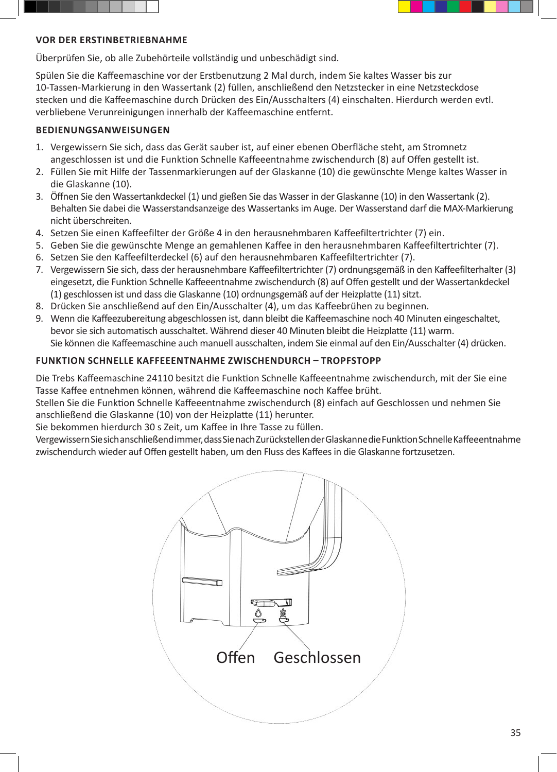### VOR DER ERSTINBETRIEBNAHME

Überprüfen Sie, ob alle Zubehörteile vollständig und unbeschädigt sind.

Spülen Sie die Kaffeemaschine vor der Erstbenutzung 2 Mal durch, indem Sie kaltes Wasser bis zur 10-Tassen-Markierung in den Wassertank (2) füllen, anschließend den Netzstecker in eine Netzsteckdose stecken und die Kaffeemaschine durch Drücken des Ein/Ausschalters (4) einschalten. Hierdurch werden evtl. verbliebene Verunreinigungen innerhalb der Kaffeemaschine entfernt.

### BEDIENUNGSANWEISUNGEN

1. Vergewissern Sie sich, dass das Gerät sauber ist, auf einer ebenen Oberfläche steht, am Stromnetz angeschlossen ist und die Funktion Schnelle Kaffeeentnahme zwischendurch (8) auf Offen gestellt ist.
2. Füllen Sie mit Hilfe der Tassenmarkierungen auf der Glaskanne (10) die gewünschte Menge kaltes Wasser in die Glaskanne (10).
3. Öffnen Sie den Wassertankdeckel (1) und gießen Sie das Wasser in der Glaskanne (10) in den Wassertank (2). Behalten Sie dabei die Wasserstandsanzeige des Wassertanks im Auge. Der Wasserstand darf die MAX-Markierung nicht überschreiten.
4. Setzen Sie einen Kaffeefilter der Größe 4 in den herausnehmbaren Kaffeefiltertrichter (7) ein.
5. Geben Sie die gewünschte Menge an gemahlenen Kaffee in den herausnehmbaren Kaffeefiltertrichter (7).
6. Setzen Sie den Kaffeefilterdeckel (6) auf den herausnehmbaren Kaffeefiltertrichter (7).
7. Vergewissern Sie sich, dass der herausnehmbare Kaffeefiltertrichter (7) ordnungsgemäß in den Kaffeefilterhalter (3) eingesetzt, die Funktion Schnelle Kaffeeentnahme zwischendurch (8) auf Offen gestellt und der Wassertankdeckel (1) geschlossen ist und dass die Glaskanne (10) ordnungsgemäß auf der Heizplatte (11) sitzt.
8. Drücken Sie anschließend auf den Ein/Ausschalter (4), um das Kaffeebrühen zu beginnen.
9. Wenn die Kaffeezubereitung abgeschlossen ist, dann bleibt die Kaffeemaschine noch 40 Minuten eingeschaltet, bevor sie sich automatisch ausschaltet. Während dieser 40 Minuten bleibt die Heizplatte (11) warm.
   Sie können die Kaffeemaschine auch manuell ausschalten, indem Sie einmal auf den Ein/Ausschalter (4) drücken.

### FUNKTION SCHNELLE KAFFEEENTNAHME ZWISCHENDURCH – TROPFSTOPP

Die Trebs Kaffeemaschine 24110 besitzt die Funktion Schnelle Kaffeeentnahme zwischendurch, mit der Sie eine Tasse Kaffee entnehmen können, während die Kaffeemaschine noch Kaffee brüht.
Stellen Sie die Funktion Schnelle Kaffeeentnahme zwischendurch (8) einfach auf Geschlossen und nehmen Sie anschließend die Glaskanne (10) von der Heizplatte (11) herunter.
Sie bekommen hierdurch 30 s Zeit, um Kaffee in Ihre Tasse zu füllen.
Vergewissern Sie sich anschließend immer, dass Sie nach Zurückstellen der Glaskanne die Funktion Schnelle Kaffeeentnahme zwischendurch wieder auf Offen gestellt haben, um den Fluss des Kaffees in die Glaskanne fortzusetzen.

Offen Geschlossen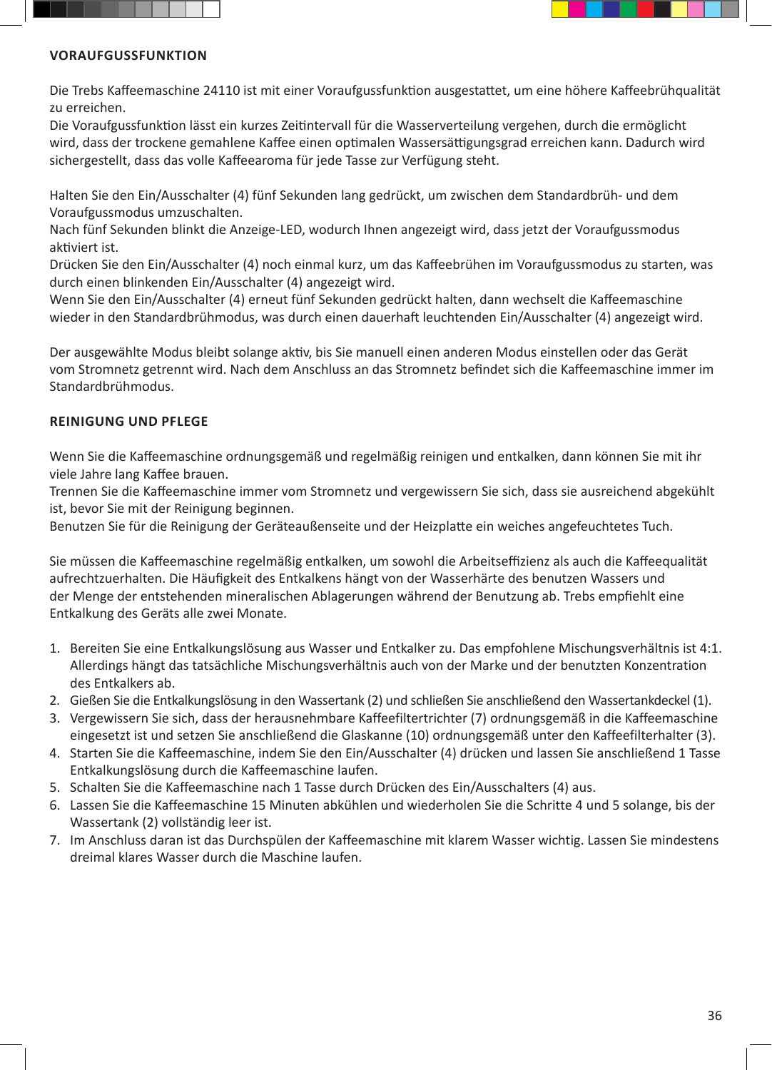## VORAUFGUSSFUNKTION

Die Trebs Kaffeemaschine 24110 ist mit einer Voraufgussfunktion ausgestattet, um eine höhere Kaffeebrühqualität zu erreichen.
Die Voraufgussfunktion lässt ein kurzes Zeitintervall für die Wasserverteilung vergehen, durch die ermöglicht wird, dass der trockene gemahlene Kaffee einen optimalen Wassersättigungsgrad erreichen kann. Dadurch wird sichergestellt, dass das volle Kaffeearoma für jede Tasse zur Verfügung steht.

Halten Sie den Ein/Ausschalter (4) fünf Sekunden lang gedrückt, um zwischen dem Standardbrüh- und dem Voraufgussmodus umzuschalten.
Nach fünf Sekunden blinkt die Anzeige-LED, wodurch Ihnen angezeigt wird, dass jetzt der Voraufgussmodus aktiviert ist.
Drücken Sie den Ein/Ausschalter (4) noch einmal kurz, um das Kaffeebrühen im Voraufgussmodus zu starten, was durch einen blinkenden Ein/Ausschalter (4) angezeigt wird.
Wenn Sie den Ein/Ausschalter (4) erneut fünf Sekunden gedrückt halten, dann wechselt die Kaffeemaschine wieder in den Standardbrühmodus, was durch einen dauerhaft leuchtenden Ein/Ausschalter (4) angezeigt wird.

Der ausgewählte Modus bleibt solange aktiv, bis Sie manuell einen anderen Modus einstellen oder das Gerät vom Stromnetz getrennt wird. Nach dem Anschluss an das Stromnetz befindet sich die Kaffeemaschine immer im Standardbrühmodus.

## REINIGUNG UND PFLEGE

Wenn Sie die Kaffeemaschine ordnungsgemäß und regelmäßig reinigen und entkalken, dann können Sie mit ihr viele Jahre lang Kaffee brauen.
Trennen Sie die Kaffeemaschine immer vom Stromnetz und vergewissern Sie sich, dass sie ausreichend abgekühlt ist, bevor Sie mit der Reinigung beginnen.
Benutzen Sie für die Reinigung der Geräteaußenseite und der Heizplatte ein weiches angefeuchtetes Tuch.

Sie müssen die Kaffeemaschine regelmäßig entkalken, um sowohl die Arbeitseffizienz als auch die Kaffeequalität aufrechtzuerhalten. Die Häufigkeit des Entkalkens hängt von der Wasserhärte des benutzen Wassers und der Menge der entstehenden mineralischen Ablagerungen während der Benutzung ab. Trebs empfiehlt eine Entkalkung des Geräts alle zwei Monate.

1. Bereiten Sie eine Entkalkungslösung aus Wasser und Entkalker zu. Das empfohlene Mischungsverhältnis ist 4:1. Allerdings hängt das tatsächliche Mischungsverhältnis auch von der Marke und der benutzten Konzentration des Entkalkers ab.
2. Gießen Sie die Entkalkungslösung in den Wassertank (2) und schließen Sie anschließend den Wassertankdeckel (1).
3. Vergewissern Sie sich, dass der herausnehmbare Kaffeefiltertrichter (7) ordnungsgemäß in die Kaffeemaschine eingesetzt ist und setzen Sie anschließend die Glaskanne (10) ordnungsgemäß unter den Kaffeefilterhalter (3).
4. Starten Sie die Kaffeemaschine, indem Sie den Ein/Ausschalter (4) drücken und lassen Sie anschließend 1 Tasse Entkalkungslösung durch die Kaffeemaschine laufen.
5. Schalten Sie die Kaffeemaschine nach 1 Tasse durch Drücken des Ein/Ausschalters (4) aus.
6. Lassen Sie die Kaffeemaschine 15 Minuten abkühlen und wiederholen Sie die Schritte 4 und 5 solange, bis der Wassertank (2) vollständig leer ist.
7. Im Anschluss daran ist das Durchspülen der Kaffeemaschine mit klarem Wasser wichtig. Lassen Sie mindestens dreimal klares Wasser durch die Maschine laufen.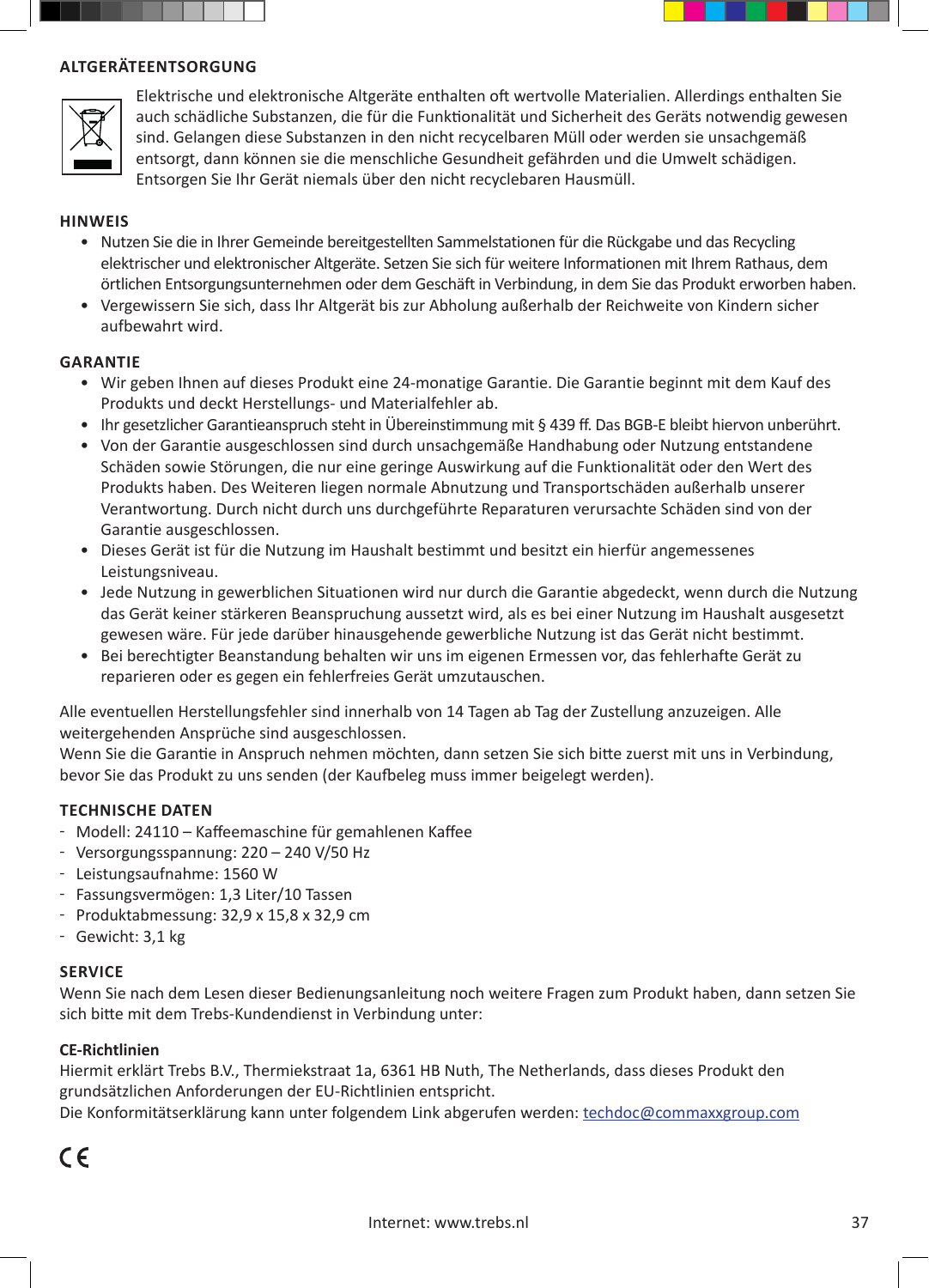## ALTGERÄTEENTSORGUNG

Elektrische und elektronische Altgeräte enthalten oft wertvolle Materialien. Allerdings enthalten Sie auch schädliche Substanzen, die für die Funktionalität und Sicherheit des Geräts notwendig gewesen sind. Gelangen diese Substanzen in den nicht recycelbaren Müll oder werden sie unsachgemäß entsorgt, dann können sie die menschliche Gesundheit gefährden und die Umwelt schädigen. Entsorgen Sie Ihr Gerät niemals über den nicht recyclebaren Hausmüll.

## HINWEIS

- Nutzen Sie die in Ihrer Gemeinde bereitgestellten Sammelstationen für die Rückgabe und das Recycling elektrischer und elektronischer Altgeräte. Setzen Sie sich für weitere Informationen mit Ihrem Rathaus, dem örtlichen Entsorgungsunternehmen oder dem Geschäft in Verbindung, in dem Sie das Produkt erworben haben.
- Vergewissern Sie sich, dass Ihr Altgerät bis zur Abholung außerhalb der Reichweite von Kindern sicher aufbewahrt wird.

## GARANTIE

- Wir geben Ihnen auf dieses Produkt eine 24-monatige Garantie. Die Garantie beginnt mit dem Kauf des Produkts und deckt Herstellungs- und Materialfehler ab.
- Ihr gesetzlicher Garantieanspruch steht in Übereinstimmung mit § 439 ff. Das BGB-E bleibt hiervon unberührt.
- Von der Garantie ausgeschlossen sind durch unsachgemäße Handhabung oder Nutzung entstandene Schäden sowie Störungen, die nur eine geringe Auswirkung auf die Funktionalität oder den Wert des Produkts haben. Des Weiteren liegen normale Abnutzung und Transportschäden außerhalb unserer Verantwortung. Durch nicht durch uns durchgeführte Reparaturen verursachte Schäden sind von der Garantie ausgeschlossen.
- Dieses Gerät ist für die Nutzung im Haushalt bestimmt und besitzt ein hierfür angemessenes Leistungsniveau.
- Jede Nutzung in gewerblichen Situationen wird nur durch die Garantie abgedeckt, wenn durch die Nutzung das Gerät keiner stärkeren Beanspruchung aussetzt wird, als es bei einer Nutzung im Haushalt ausgesetzt gewesen wäre. Für jede darüber hinausgehende gewerbliche Nutzung ist das Gerät nicht bestimmt.
- Bei berechtigter Beanstandung behalten wir uns im eigenen Ermessen vor, das fehlerhafte Gerät zu reparieren oder es gegen ein fehlerfreies Gerät umzutauschen.

Alle eventuellen Herstellungsfehler sind innerhalb von 14 Tagen ab Tag der Zustellung anzuzeigen. Alle weitergehenden Ansprüche sind ausgeschlossen.
Wenn Sie die Garantie in Anspruch nehmen möchten, dann setzen Sie sich bitte zuerst mit uns in Verbindung, bevor Sie das Produkt zu uns senden (der Kaufbeleg muss immer beigelegt werden).

## TECHNISCHE DATEN

- Modell: 24110 – Kaffeemaschine für gemahlenen Kaffee
- Versorgungsspannung: 220 – 240 V/50 Hz
- Leistungsaufnahme: 1560 W
- Fassungsvermögen: 1,3 Liter/10 Tassen
- Produktabmessung: 32,9 x 15,8 x 32,9 cm
- Gewicht: 3,1 kg

## SERVICE

Wenn Sie nach dem Lesen dieser Bedienungsanleitung noch weitere Fragen zum Produkt haben, dann setzen Sie sich bitte mit dem Trebs-Kundendienst in Verbindung unter:

**CE-Richtlinien**

Hiermit erklärt Trebs B.V., Thermiekstraat 1a, 6361 HB Nuth, The Netherlands, dass dieses Produkt den grundsätzlichen Anforderungen der EU-Richtlinien entspricht.
Die Konformitätserklärung kann unter folgendem Link abgerufen werden: techdoc@commaxxgroup.com

CE

Internet: www.trebs.nl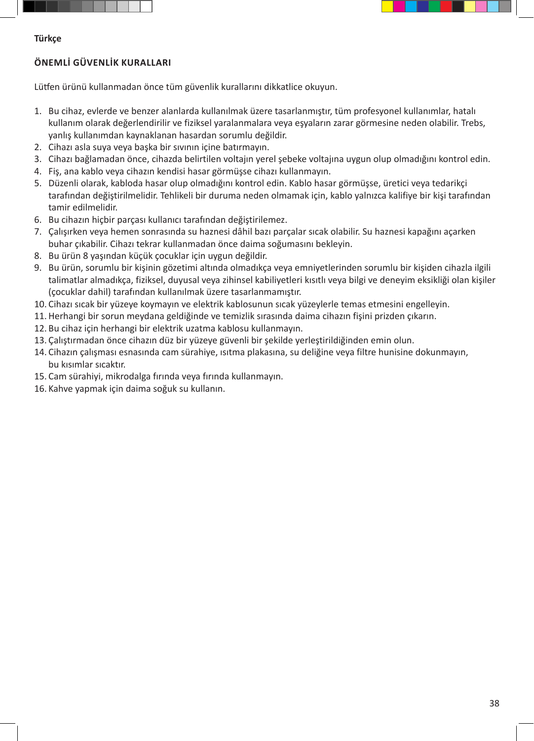**Türkçe**

## ÖNEMLİ GÜVENLİK KURALLARI

Lütfen ürünü kullanmadan önce tüm güvenlik kurallarını dikkatlice okuyun.

1. Bu cihaz, evlerde ve benzer alanlarda kullanılmak üzere tasarlanmıştır, tüm profesyonel kullanımlar, hatalı kullanım olarak değerlendirilir ve fiziksel yaralanmalara veya eşyaların zarar görmesine neden olabilir. Trebs, yanlış kullanımdan kaynaklanan hasardan sorumlu değildir.
2. Cihazı asla suya veya başka bir sıvının içine batırmayın.
3. Cihazı bağlamadan önce, cihazda belirtilen voltajın yerel şebeke voltajına uygun olup olmadığını kontrol edin.
4. Fiş, ana kablo veya cihazın kendisi hasar görmüşse cihazı kullanmayın.
5. Düzenli olarak, kabloda hasar olup olmadığını kontrol edin. Kablo hasar görmüşse, üretici veya tedarikçi tarafından değiştirilmelidir. Tehlikeli bir duruma neden olmamak için, kablo yalnızca kalifiye bir kişi tarafından tamir edilmelidir.
6. Bu cihazın hiçbir parçası kullanıcı tarafından değiştirilemez.
7. Çalışırken veya hemen sonrasında su haznesi dâhil bazı parçalar sıcak olabilir. Su haznesi kapağını açarken buhar çıkabilir. Cihazı tekrar kullanmadan önce daima soğumasını bekleyin.
8. Bu ürün 8 yaşından küçük çocuklar için uygun değildir.
9. Bu ürün, sorumlu bir kişinin gözetimi altında olmadıkça veya emniyetlerinden sorumlu bir kişiden cihazla ilgili talimatlar almadıkça, fiziksel, duyusal veya zihinsel kabiliyetleri kısıtlı veya bilgi ve deneyim eksikliği olan kişiler (çocuklar dahil) tarafından kullanılmak üzere tasarlanmamıştır.
10. Cihazı sıcak bir yüzeye koymayın ve elektrik kablosunun sıcak yüzeylerle temas etmesini engelleyin.
11. Herhangi bir sorun meydana geldiğinde ve temizlik sırasında daima cihazın fişini prizden çıkarın.
12. Bu cihaz için herhangi bir elektrik uzatma kablosu kullanmayın.
13. Çalıştırmadan önce cihazın düz bir yüzeye güvenli bir şekilde yerleştirildiğinden emin olun.
14. Cihazın çalışması esnasında cam sürahiye, ısıtma plakasına, su deliğine veya filtre hunisine dokunmayın, bu kısımlar sıcaktır.
15. Cam sürahiyi, mikrodalga fırında veya fırında kullanmayın.
16. Kahve yapmak için daima soğuk su kullanın.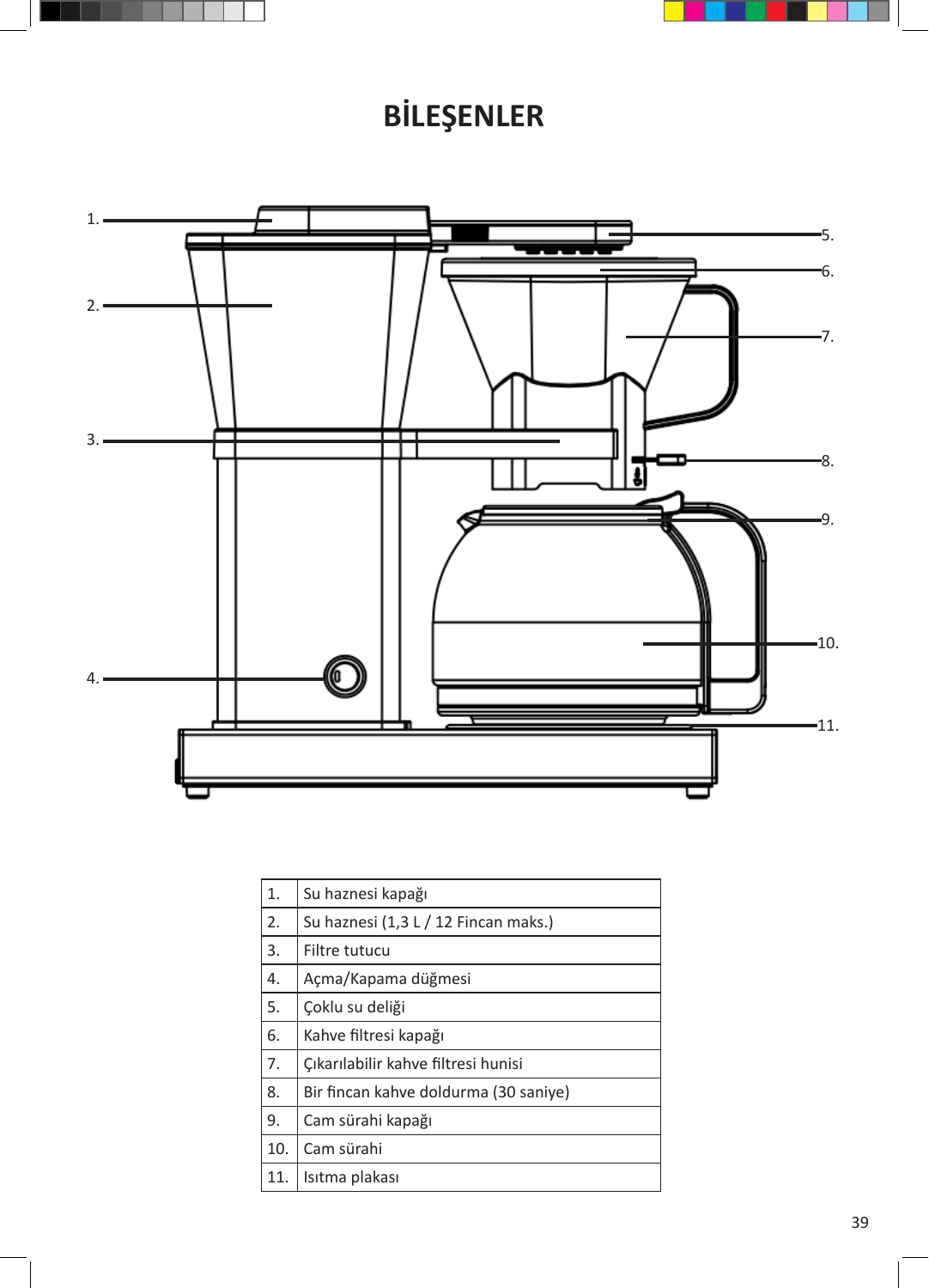# BİLEŞENLER

| | |
|---|---|
| 1. | Su haznesi kapağı |
| 2. | Su haznesi (1,3 L / 12 Fincan maks.) |
| 3. | Filtre tutucu |
| 4. | Açma/Kapama düğmesi |
| 5. | Çoklu su deliği |
| 6. | Kahve filtresi kapağı |
| 7. | Çıkarılabilir kahve filtresi hunisi |
| 8. | Bir fincan kahve doldurma (30 saniye) |
| 9. | Cam sürahi kapağı |
| 10. | Cam sürahi |
| 11. | Isıtma plakası |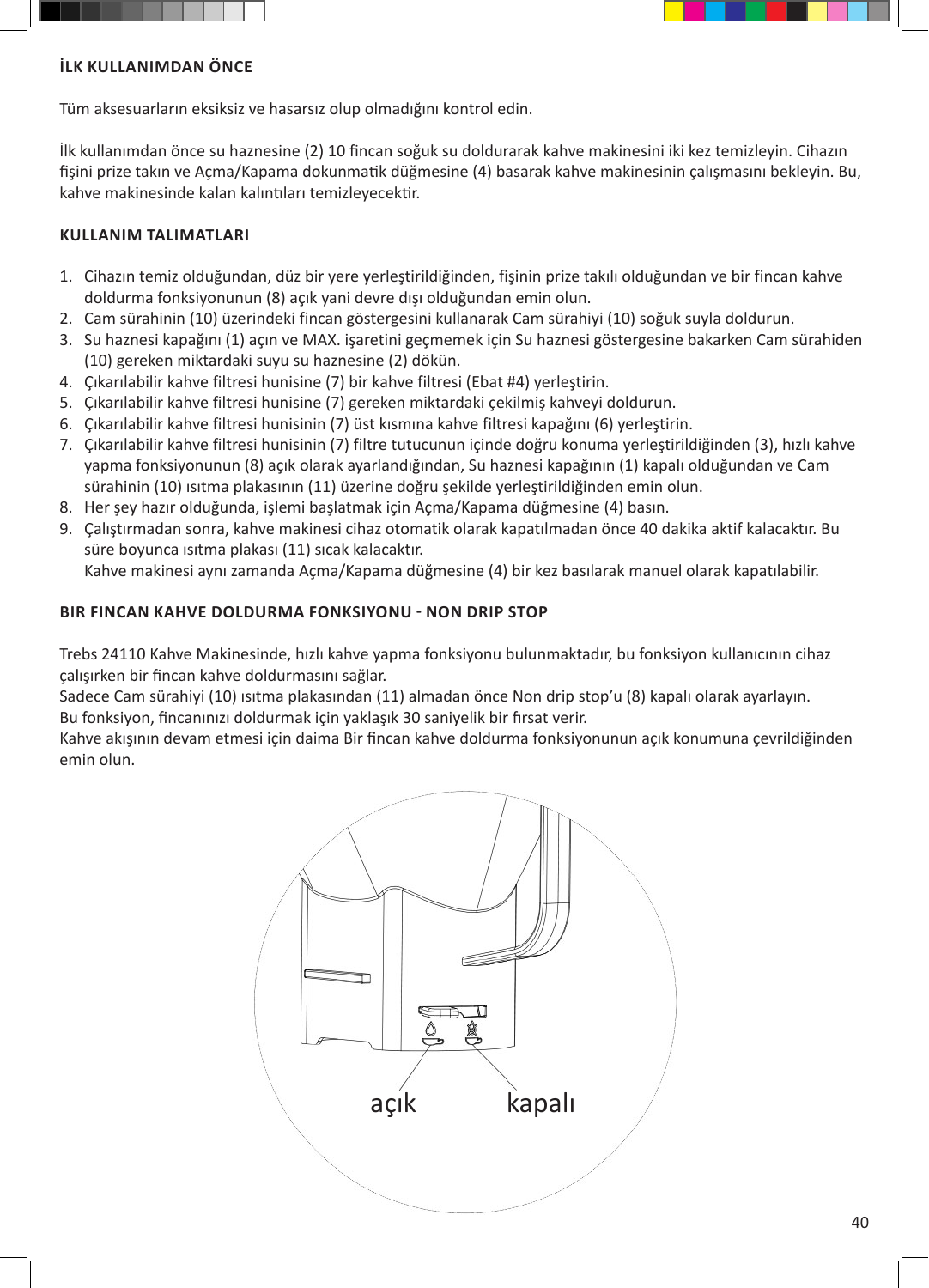### İLK KULLANIMDAN ÖNCE

Tüm aksesuarların eksiksiz ve hasarsız olup olmadığını kontrol edin.

İlk kullanımdan önce su haznesine (2) 10 fincan soğuk su doldurarak kahve makinesini iki kez temizleyin. Cihazın fişini prize takın ve Açma/Kapama dokunmatik düğmesine (4) basarak kahve makinesinin çalışmasını bekleyin. Bu, kahve makinesinde kalan kalıntıları temizleyecektir.

### KULLANIM TALIMATLARI

1. Cihazın temiz olduğundan, düz bir yere yerleştirildiğinden, fişinin prize takılı olduğundan ve bir fincan kahve doldurma fonksiyonunun (8) açık yani devre dışı olduğundan emin olun.
2. Cam sürahinin (10) üzerindeki fincan göstergesini kullanarak Cam sürahiyi (10) soğuk suyla doldurun.
3. Su haznesi kapağını (1) açın ve MAX. işaretini geçmemek için Su haznesi göstergesine bakarken Cam sürahiden (10) gereken miktardaki suyu su haznesine (2) dökün.
4. Çıkarılabilir kahve filtresi hunisine (7) bir kahve filtresi (Ebat #4) yerleştirin.
5. Çıkarılabilir kahve filtresi hunisine (7) gereken miktardaki çekilmiş kahveyi doldurun.
6. Çıkarılabilir kahve filtresi hunisinin (7) üst kısmına kahve filtresi kapağını (6) yerleştirin.
7. Çıkarılabilir kahve filtresi hunisinin (7) filtre tutucunun içinde doğru konuma yerleştirildiğinden (3), hızlı kahve yapma fonksiyonunun (8) açık olarak ayarlandığından, Su haznesi kapağının (1) kapalı olduğundan ve Cam sürahinin (10) ısıtma plakasının (11) üzerine doğru şekilde yerleştirildiğinden emin olun.
8. Her şey hazır olduğunda, işlemi başlatmak için Açma/Kapama düğmesine (4) basın.
9. Çalıştırmadan sonra, kahve makinesi cihaz otomatik olarak kapatılmadan önce 40 dakika aktif kalacaktır. Bu süre boyunca ısıtma plakası (11) sıcak kalacaktır.
   Kahve makinesi aynı zamanda Açma/Kapama düğmesine (4) bir kez basılarak manuel olarak kapatılabilir.

### BIR FINCAN KAHVE DOLDURMA FONKSIYONU - NON DRIP STOP

Trebs 24110 Kahve Makinesinde, hızlı kahve yapma fonksiyonu bulunmaktadır, bu fonksiyon kullanıcının cihaz çalışırken bir fincan kahve doldurmasını sağlar.
Sadece Cam sürahiyi (10) ısıtma plakasından (11) almadan önce Non drip stop'u (8) kapalı olarak ayarlayın.
Bu fonksiyon, fincanınızı doldurmak için yaklaşık 30 saniyelik bir fırsat verir.
Kahve akışının devam etmesi için daima Bir fincan kahve doldurma fonksiyonunun açık konumuna çevrildiğinden emin olun.

açık kapalı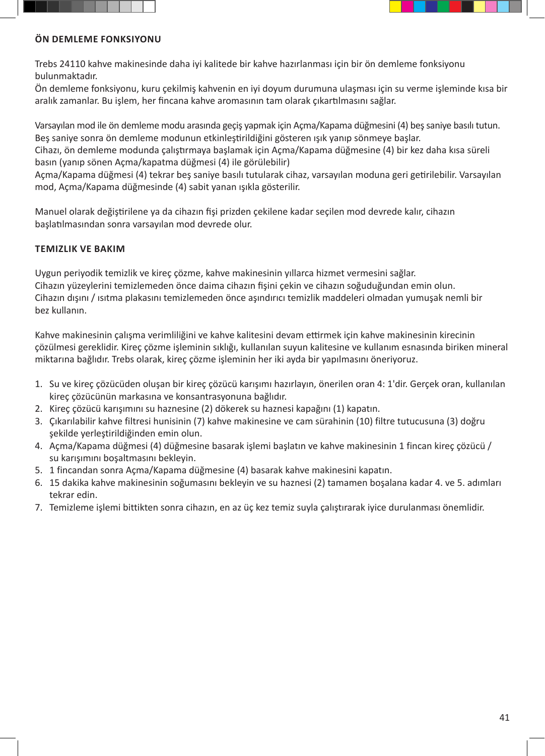## ÖN DEMLEME FONKSIYONU

Trebs 24110 kahve makinesinde daha iyi kalitede bir kahve hazırlanması için bir ön demleme fonksiyonu bulunmaktadır.
Ön demleme fonksiyonu, kuru çekilmiş kahvenin en iyi doyum durumuna ulaşması için su verme işleminde kısa bir aralık zamanlar. Bu işlem, her fincana kahve aromasının tam olarak çıkartılmasını sağlar.

Varsayılan mod ile ön demleme modu arasında geçiş yapmak için Açma/Kapama düğmesini (4) beş saniye basılı tutun. Beş saniye sonra ön demleme modunun etkinleştirildiğini gösteren ışık yanıp sönmeye başlar.
Cihazı, ön demleme modunda çalıştırmaya başlamak için Açma/Kapama düğmesine (4) bir kez daha kısa süreli basın (yanıp sönen Açma/kapatma düğmesi (4) ile görülebilir)
Açma/Kapama düğmesi (4) tekrar beş saniye basılı tutularak cihaz, varsayılan moduna geri getirilebilir. Varsayılan mod, Açma/Kapama düğmesinde (4) sabit yanan ışıkla gösterilir.

Manuel olarak değiştirilene ya da cihazın fişi prizden çekilene kadar seçilen mod devrede kalır, cihazın başlatılmasından sonra varsayılan mod devrede olur.

## TEMIZLIK VE BAKIM

Uygun periyodik temizlik ve kireç çözme, kahve makinesinin yıllarca hizmet vermesini sağlar.
Cihazın yüzeylerini temizlemeden önce daima cihazın fişini çekin ve cihazın soğuduğundan emin olun.
Cihazın dışını / ısıtma plakasını temizlemeden önce aşındırıcı temizlik maddeleri olmadan yumuşak nemli bir bez kullanın.

Kahve makinesinin çalışma verimliliğini ve kahve kalitesini devam ettirmek için kahve makinesinin kirecinin çözülmesi gereklidir. Kireç çözme işleminin sıklığı, kullanılan suyun kalitesine ve kullanım esnasında biriken mineral miktarına bağlıdır. Trebs olarak, kireç çözme işleminin her iki ayda bir yapılmasını öneriyoruz.

1. Su ve kireç çözücüden oluşan bir kireç çözücü karışımı hazırlayın, önerilen oran 4: 1'dir. Gerçek oran, kullanılan kireç çözücünün markasına ve konsantrasyonuna bağlıdır.
2. Kireç çözücü karışımını su haznesine (2) dökerek su haznesi kapağını (1) kapatın.
3. Çıkarılabilir kahve filtresi hunisinin (7) kahve makinesine ve cam sürahinin (10) filtre tutucusuna (3) doğru şekilde yerleştirildiğinden emin olun.
4. Açma/Kapama düğmesi (4) düğmesine basarak işlemi başlatın ve kahve makinesinin 1 fincan kireç çözücü / su karışımını boşaltmasını bekleyin.
5. 1 fincandan sonra Açma/Kapama düğmesine (4) basarak kahve makinesini kapatın.
6. 15 dakika kahve makinesinin soğumasını bekleyin ve su haznesi (2) tamamen boşalana kadar 4. ve 5. adımları tekrar edin.
7. Temizleme işlemi bittikten sonra cihazın, en az üç kez temiz suyla çalıştırarak iyice durulanması önemlidir.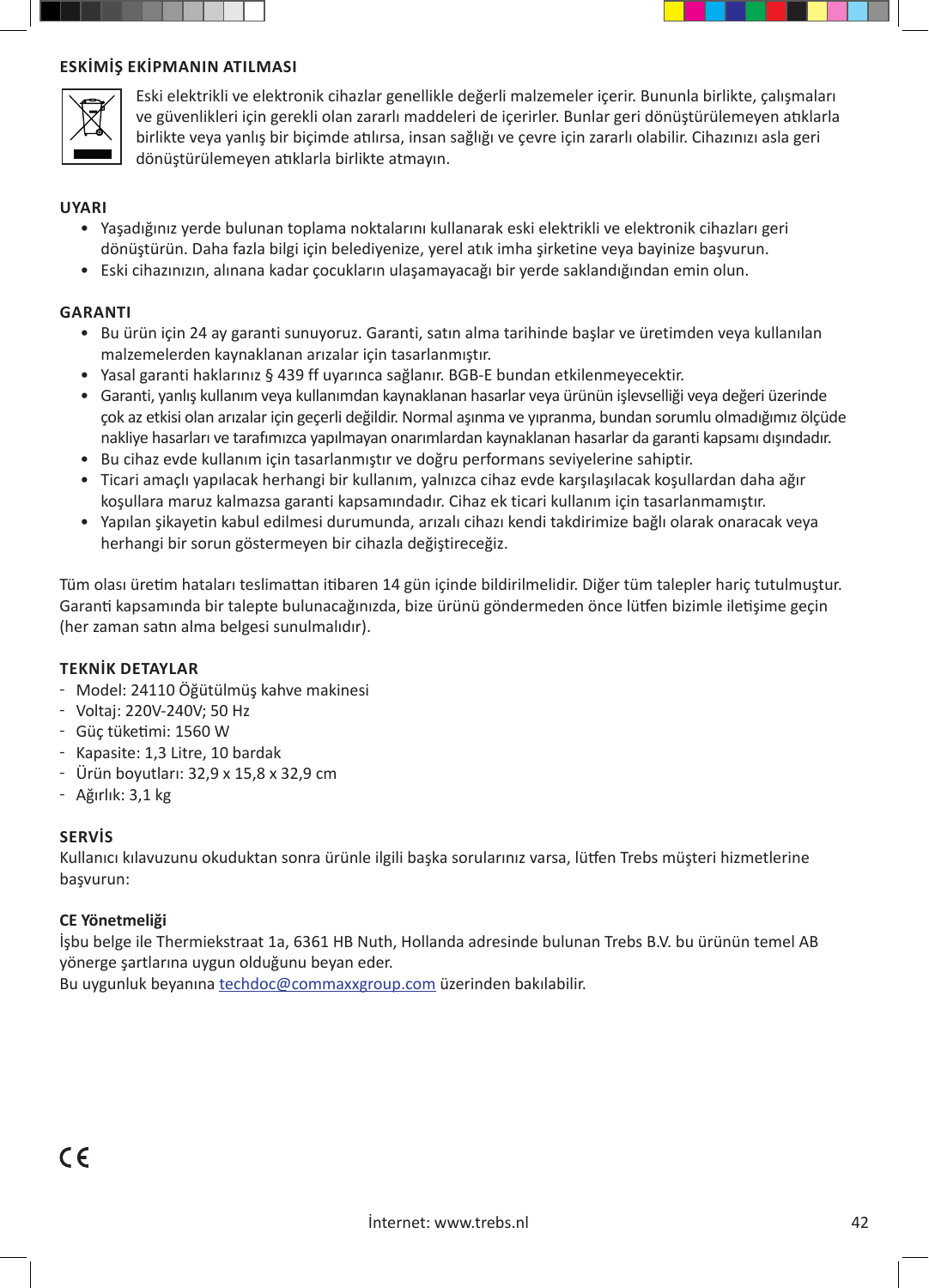## ESKİMİŞ EKİPMANIN ATILMASI

Eski elektrikli ve elektronik cihazlar genellikle değerli malzemeler içerir. Bununla birlikte, çalışmaları ve güvenlikleri için gerekli olan zararlı maddeleri de içerirler. Bunlar geri dönüştürülemeyen atıklarla birlikte veya yanlış bir biçimde atılırsa, insan sağlığı ve çevre için zararlı olabilir. Cihazınızı asla geri dönüştürülemeyen atıklarla birlikte atmayın.

## UYARI

- Yaşadığınız yerde bulunan toplama noktalarını kullanarak eski elektrikli ve elektronik cihazları geri dönüştürün. Daha fazla bilgi için belediyenize, yerel atık imha şirketine veya bayinize başvurun.
- Eski cihazınızın, alınana kadar çocukların ulaşamayacağı bir yerde saklandığından emin olun.

## GARANTI

- Bu ürün için 24 ay garanti sunuyoruz. Garanti, satın alma tarihinde başlar ve üretimden veya kullanılan malzemelerden kaynaklanan arızalar için tasarlanmıştır.
- Yasal garanti haklarınız § 439 ff uyarınca sağlanır. BGB-E bundan etkilenmeyecektir.
- Garanti, yanlış kullanım veya kullanımdan kaynaklanan hasarlar veya ürünün işlevselliği veya değeri üzerinde çok az etkisi olan arızalar için geçerli değildir. Normal aşınma ve yıpranma, bundan sorumlu olmadığımız ölçüde nakliye hasarları ve tarafımızca yapılmayan onarımlardan kaynaklanan hasarlar da garanti kapsamı dışındadır.
- Bu cihaz evde kullanım için tasarlanmıştır ve doğru performans seviyelerine sahiptir.
- Ticari amaçlı yapılacak herhangi bir kullanım, yalnızca cihaz evde karşılaşılacak koşullardan daha ağır koşullara maruz kalmazsa garanti kapsamındadır. Cihaz ek ticari kullanım için tasarlanmamıştır.
- Yapılan şikayetin kabul edilmesi durumunda, arızalı cihazı kendi takdirimize bağlı olarak onaracak veya herhangi bir sorun göstermeyen bir cihazla değiştireceğiz.

Tüm olası üretim hataları teslimattan itibaren 14 gün içinde bildirilmelidir. Diğer tüm talepler hariç tutulmuştur. Garanti kapsamında bir talepte bulunacağınızda, bize ürünü göndermeden önce lütfen bizimle iletişime geçin (her zaman satın alma belgesi sunulmalıdır).

## TEKNİK DETAYLAR

- Model: 24110 Öğütülmüş kahve makinesi
- Voltaj: 220V-240V; 50 Hz
- Güç tüketimi: 1560 W
- Kapasite: 1,3 Litre, 10 bardak
- Ürün boyutları: 32,9 x 15,8 x 32,9 cm
- Ağırlık: 3,1 kg

## SERVİS

Kullanıcı kılavuzunu okuduktan sonra ürünle ilgili başka sorularınız varsa, lütfen Trebs müşteri hizmetlerine başvurun:

**CE Yönetmeliği**

İşbu belge ile Thermiekstraat 1a, 6361 HB Nuth, Hollanda adresinde bulunan Trebs B.V. bu ürünün temel AB yönerge şartlarına uygun olduğunu beyan eder.
Bu uygunluk beyanına techdoc@commaxxgroup.com üzerinden bakılabilir.

CE

İnternet: www.trebs.nl